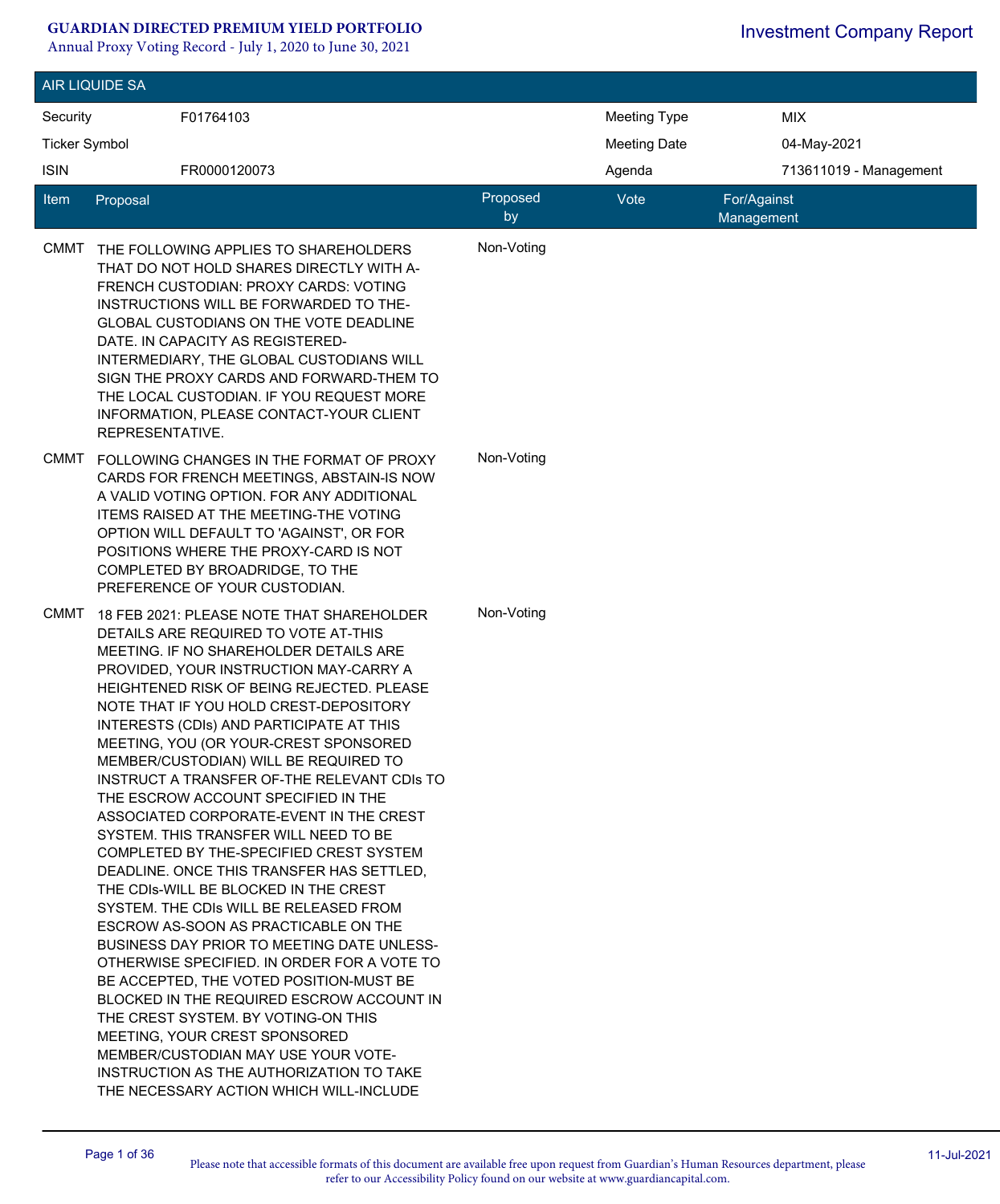# AIR LIQUIDE SA

| Security | F01764103 | Meeting Type | MIX |
|---|---|---|---|
| Ticker Symbol | | Meeting Date | 04-May-2021 |
| ISIN | FR0000120073 | Agenda | 713611019 - Management |

| Item | Proposal | Proposed by | Vote | For/Against Management |
|---|---|---|---|---|
| CMMT | THE FOLLOWING APPLIES TO SHAREHOLDERS THAT DO NOT HOLD SHARES DIRECTLY WITH A-FRENCH CUSTODIAN: PROXY CARDS: VOTING INSTRUCTIONS WILL BE FORWARDED TO THE-GLOBAL CUSTODIANS ON THE VOTE DEADLINE DATE. IN CAPACITY AS REGISTERED-INTERMEDIARY, THE GLOBAL CUSTODIANS WILL SIGN THE PROXY CARDS AND FORWARD-THEM TO THE LOCAL CUSTODIAN. IF YOU REQUEST MORE INFORMATION, PLEASE CONTACT-YOUR CLIENT REPRESENTATIVE. | Non-Voting | | |
| CMMT | FOLLOWING CHANGES IN THE FORMAT OF PROXY CARDS FOR FRENCH MEETINGS, ABSTAIN-IS NOW A VALID VOTING OPTION. FOR ANY ADDITIONAL ITEMS RAISED AT THE MEETING-THE VOTING OPTION WILL DEFAULT TO 'AGAINST', OR FOR POSITIONS WHERE THE PROXY-CARD IS NOT COMPLETED BY BROADRIDGE, TO THE PREFERENCE OF YOUR CUSTODIAN. | Non-Voting | | |
| CMMT | 18 FEB 2021: PLEASE NOTE THAT SHAREHOLDER DETAILS ARE REQUIRED TO VOTE AT-THIS MEETING. IF NO SHAREHOLDER DETAILS ARE PROVIDED, YOUR INSTRUCTION MAY-CARRY A HEIGHTENED RISK OF BEING REJECTED. PLEASE NOTE THAT IF YOU HOLD CREST-DEPOSITORY INTERESTS (CDIs) AND PARTICIPATE AT THIS MEETING, YOU (OR YOUR-CREST SPONSORED MEMBER/CUSTODIAN) WILL BE REQUIRED TO INSTRUCT A TRANSFER OF-THE RELEVANT CDIs TO THE ESCROW ACCOUNT SPECIFIED IN THE ASSOCIATED CORPORATE-EVENT IN THE CREST SYSTEM. THIS TRANSFER WILL NEED TO BE COMPLETED BY THE-SPECIFIED CREST SYSTEM DEADLINE. ONCE THIS TRANSFER HAS SETTLED, THE CDIs-WILL BE BLOCKED IN THE CREST SYSTEM. THE CDIs WILL BE RELEASED FROM ESCROW AS-SOON AS PRACTICABLE ON THE BUSINESS DAY PRIOR TO MEETING DATE UNLESS-OTHERWISE SPECIFIED. IN ORDER FOR A VOTE TO BE ACCEPTED, THE VOTED POSITION-MUST BE BLOCKED IN THE REQUIRED ESCROW ACCOUNT IN THE CREST SYSTEM. BY VOTING-ON THIS MEETING, YOUR CREST SPONSORED MEMBER/CUSTODIAN MAY USE YOUR VOTE-INSTRUCTION AS THE AUTHORIZATION TO TAKE THE NECESSARY ACTION WHICH WILL-INCLUDE | Non-Voting | | |

Please note that accessible formats of this document are available free upon request from Guardian's Human Resources department, please refer to our Accessibility Policy found on our website at www.guardiancapital.com.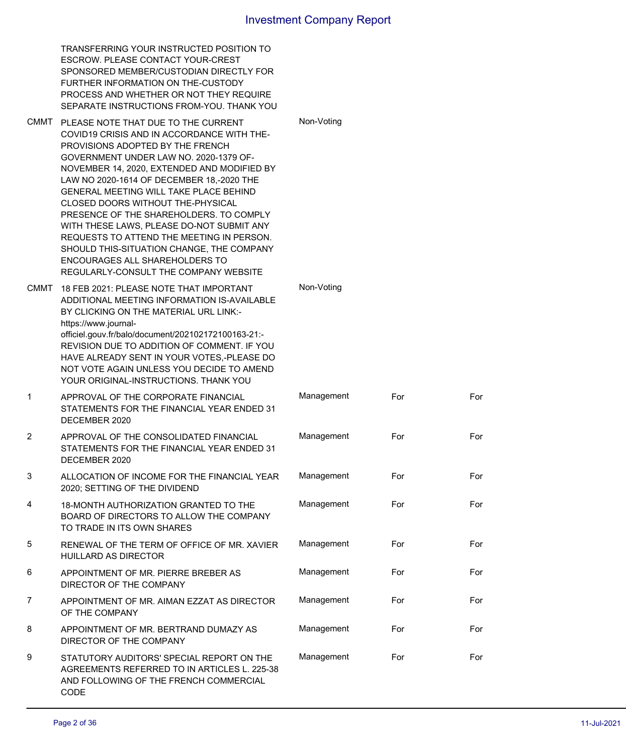| | | | | |
|---|---|---|---|---|
| | TRANSFERRING YOUR INSTRUCTED POSITION TO ESCROW. PLEASE CONTACT YOUR-CREST SPONSORED MEMBER/CUSTODIAN DIRECTLY FOR FURTHER INFORMATION ON THE-CUSTODY PROCESS AND WHETHER OR NOT THEY REQUIRE SEPARATE INSTRUCTIONS FROM-YOU. THANK YOU | | | |
| CMMT | PLEASE NOTE THAT DUE TO THE CURRENT COVID19 CRISIS AND IN ACCORDANCE WITH THE-PROVISIONS ADOPTED BY THE FRENCH GOVERNMENT UNDER LAW NO. 2020-1379 OF-NOVEMBER 14, 2020, EXTENDED AND MODIFIED BY LAW NO 2020-1614 OF DECEMBER 18,-2020 THE GENERAL MEETING WILL TAKE PLACE BEHIND CLOSED DOORS WITHOUT THE-PHYSICAL PRESENCE OF THE SHAREHOLDERS. TO COMPLY WITH THESE LAWS, PLEASE DO-NOT SUBMIT ANY REQUESTS TO ATTEND THE MEETING IN PERSON. SHOULD THIS-SITUATION CHANGE, THE COMPANY ENCOURAGES ALL SHAREHOLDERS TO REGULARLY-CONSULT THE COMPANY WEBSITE | Non-Voting | | |
| CMMT | 18 FEB 2021: PLEASE NOTE THAT IMPORTANT ADDITIONAL MEETING INFORMATION IS-AVAILABLE BY CLICKING ON THE MATERIAL URL LINK:- https://www.journal-officiel.gouv.fr/balo/document/202102172100163-21:- REVISION DUE TO ADDITION OF COMMENT. IF YOU HAVE ALREADY SENT IN YOUR VOTES,-PLEASE DO NOT VOTE AGAIN UNLESS YOU DECIDE TO AMEND YOUR ORIGINAL-INSTRUCTIONS. THANK YOU | Non-Voting | | |
| 1 | APPROVAL OF THE CORPORATE FINANCIAL STATEMENTS FOR THE FINANCIAL YEAR ENDED 31 DECEMBER 2020 | Management | For | For |
| 2 | APPROVAL OF THE CONSOLIDATED FINANCIAL STATEMENTS FOR THE FINANCIAL YEAR ENDED 31 DECEMBER 2020 | Management | For | For |
| 3 | ALLOCATION OF INCOME FOR THE FINANCIAL YEAR 2020; SETTING OF THE DIVIDEND | Management | For | For |
| 4 | 18-MONTH AUTHORIZATION GRANTED TO THE BOARD OF DIRECTORS TO ALLOW THE COMPANY TO TRADE IN ITS OWN SHARES | Management | For | For |
| 5 | RENEWAL OF THE TERM OF OFFICE OF MR. XAVIER HUILLARD AS DIRECTOR | Management | For | For |
| 6 | APPOINTMENT OF MR. PIERRE BREBER AS DIRECTOR OF THE COMPANY | Management | For | For |
| 7 | APPOINTMENT OF MR. AIMAN EZZAT AS DIRECTOR OF THE COMPANY | Management | For | For |
| 8 | APPOINTMENT OF MR. BERTRAND DUMAZY AS DIRECTOR OF THE COMPANY | Management | For | For |
| 9 | STATUTORY AUDITORS' SPECIAL REPORT ON THE AGREEMENTS REFERRED TO IN ARTICLES L. 225-38 AND FOLLOWING OF THE FRENCH COMMERCIAL CODE | Management | For | For |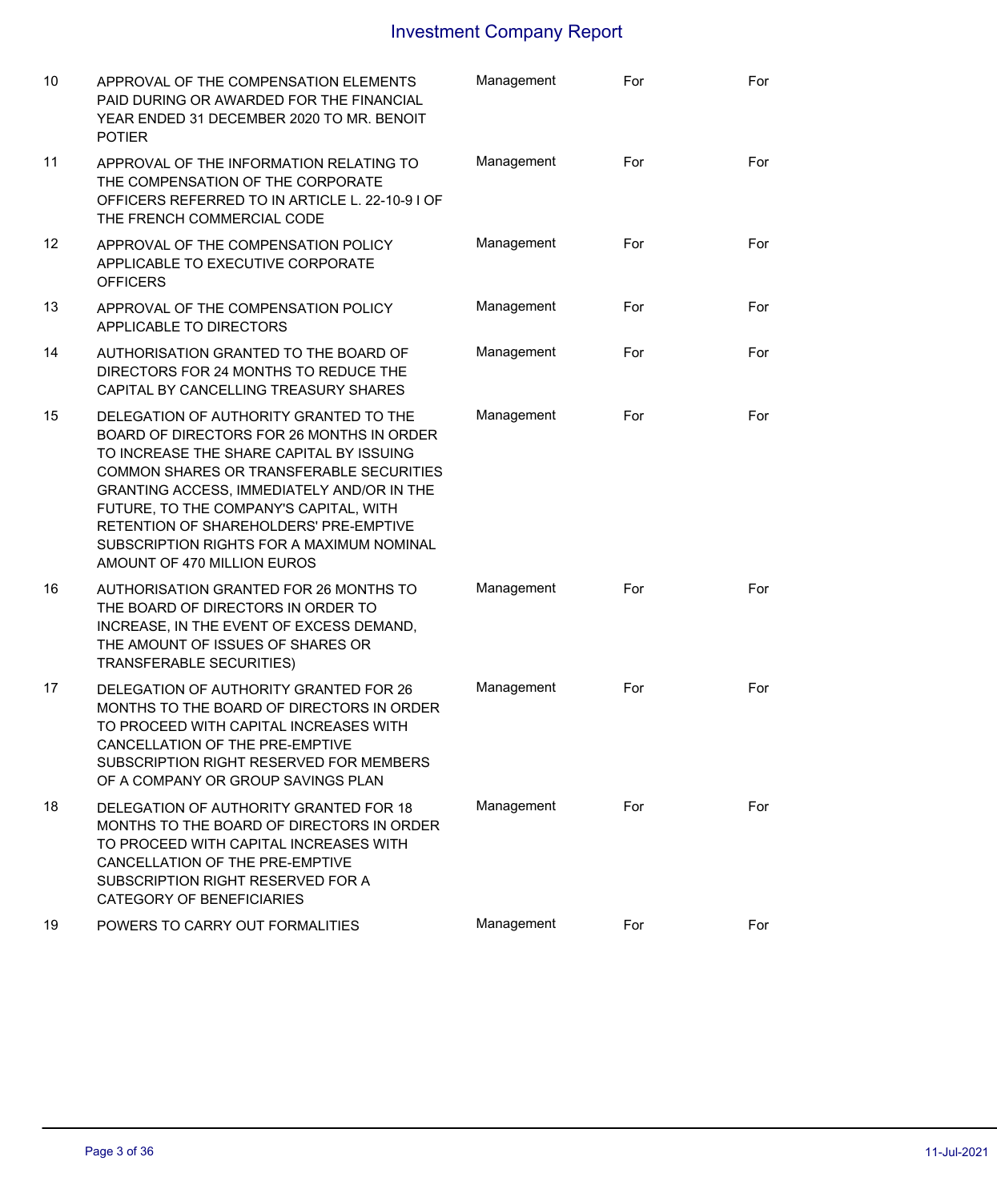| | | | | |
|---|---|---|---|---|
| 10 | APPROVAL OF THE COMPENSATION ELEMENTS PAID DURING OR AWARDED FOR THE FINANCIAL YEAR ENDED 31 DECEMBER 2020 TO MR. BENOIT POTIER | Management | For | For |
| 11 | APPROVAL OF THE INFORMATION RELATING TO THE COMPENSATION OF THE CORPORATE OFFICERS REFERRED TO IN ARTICLE L. 22-10-9 I OF THE FRENCH COMMERCIAL CODE | Management | For | For |
| 12 | APPROVAL OF THE COMPENSATION POLICY APPLICABLE TO EXECUTIVE CORPORATE OFFICERS | Management | For | For |
| 13 | APPROVAL OF THE COMPENSATION POLICY APPLICABLE TO DIRECTORS | Management | For | For |
| 14 | AUTHORISATION GRANTED TO THE BOARD OF DIRECTORS FOR 24 MONTHS TO REDUCE THE CAPITAL BY CANCELLING TREASURY SHARES | Management | For | For |
| 15 | DELEGATION OF AUTHORITY GRANTED TO THE BOARD OF DIRECTORS FOR 26 MONTHS IN ORDER TO INCREASE THE SHARE CAPITAL BY ISSUING COMMON SHARES OR TRANSFERABLE SECURITIES GRANTING ACCESS, IMMEDIATELY AND/OR IN THE FUTURE, TO THE COMPANY'S CAPITAL, WITH RETENTION OF SHAREHOLDERS' PRE-EMPTIVE SUBSCRIPTION RIGHTS FOR A MAXIMUM NOMINAL AMOUNT OF 470 MILLION EUROS | Management | For | For |
| 16 | AUTHORISATION GRANTED FOR 26 MONTHS TO THE BOARD OF DIRECTORS IN ORDER TO INCREASE, IN THE EVENT OF EXCESS DEMAND, THE AMOUNT OF ISSUES OF SHARES OR TRANSFERABLE SECURITIES) | Management | For | For |
| 17 | DELEGATION OF AUTHORITY GRANTED FOR 26 MONTHS TO THE BOARD OF DIRECTORS IN ORDER TO PROCEED WITH CAPITAL INCREASES WITH CANCELLATION OF THE PRE-EMPTIVE SUBSCRIPTION RIGHT RESERVED FOR MEMBERS OF A COMPANY OR GROUP SAVINGS PLAN | Management | For | For |
| 18 | DELEGATION OF AUTHORITY GRANTED FOR 18 MONTHS TO THE BOARD OF DIRECTORS IN ORDER TO PROCEED WITH CAPITAL INCREASES WITH CANCELLATION OF THE PRE-EMPTIVE SUBSCRIPTION RIGHT RESERVED FOR A CATEGORY OF BENEFICIARIES | Management | For | For |
| 19 | POWERS TO CARRY OUT FORMALITIES | Management | For | For |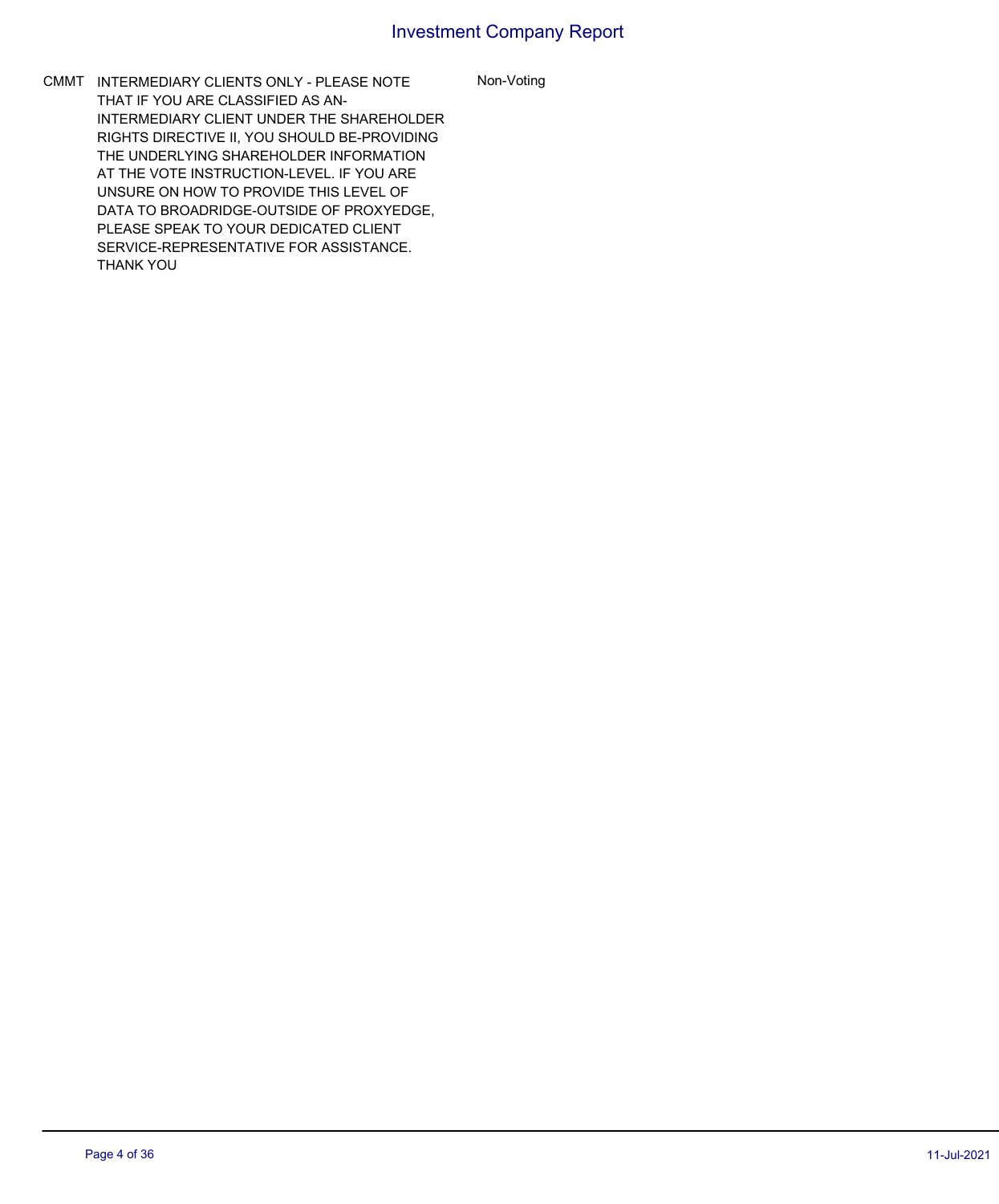| | | |
|---|---|---|
| CMMT | INTERMEDIARY CLIENTS ONLY - PLEASE NOTE THAT IF YOU ARE CLASSIFIED AS AN-INTERMEDIARY CLIENT UNDER THE SHAREHOLDER RIGHTS DIRECTIVE II, YOU SHOULD BE-PROVIDING THE UNDERLYING SHAREHOLDER INFORMATION AT THE VOTE INSTRUCTION-LEVEL. IF YOU ARE UNSURE ON HOW TO PROVIDE THIS LEVEL OF DATA TO BROADRIDGE-OUTSIDE OF PROXYEDGE, PLEASE SPEAK TO YOUR DEDICATED CLIENT SERVICE-REPRESENTATIVE FOR ASSISTANCE. THANK YOU | Non-Voting |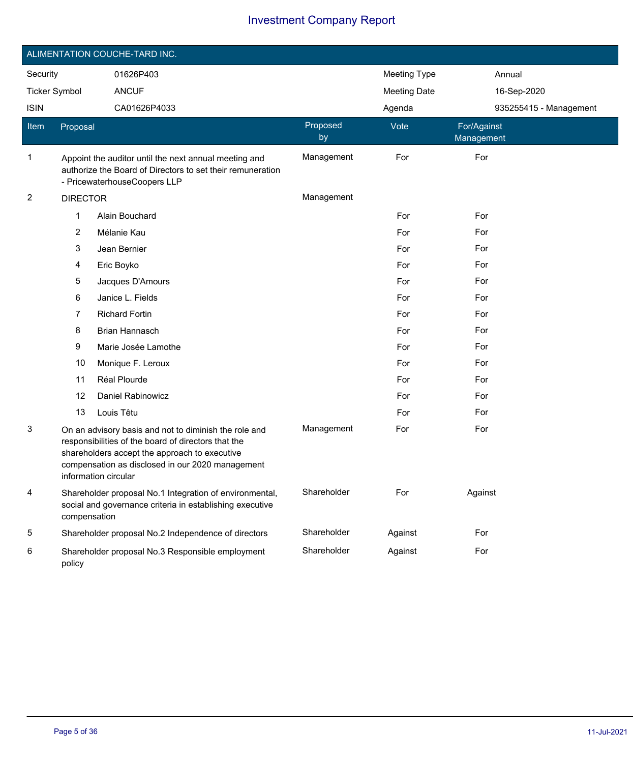# Investment Company Report

## ALIMENTATION COUCHE-TARD INC.

| | | | |
|---|---|---|---|
| Security | 01626P403 | Meeting Type | Annual |
| Ticker Symbol | ANCUF | Meeting Date | 16-Sep-2020 |
| ISIN | CA01626P4033 | Agenda | 935255415 - Management |

| Item | Proposal | Proposed by | Vote | For/Against Management |
|---|---|---|---|---|
| 1 | Appoint the auditor until the next annual meeting and authorize the Board of Directors to set their remuneration - PricewaterhouseCoopers LLP | Management | For | For |
| 2 | DIRECTOR | Management | | |
| | 1 Alain Bouchard | | For | For |
| | 2 Mélanie Kau | | For | For |
| | 3 Jean Bernier | | For | For |
| | 4 Eric Boyko | | For | For |
| | 5 Jacques D'Amours | | For | For |
| | 6 Janice L. Fields | | For | For |
| | 7 Richard Fortin | | For | For |
| | 8 Brian Hannasch | | For | For |
| | 9 Marie Josée Lamothe | | For | For |
| | 10 Monique F. Leroux | | For | For |
| | 11 Réal Plourde | | For | For |
| | 12 Daniel Rabinowicz | | For | For |
| | 13 Louis Têtu | | For | For |
| 3 | On an advisory basis and not to diminish the role and responsibilities of the board of directors that the shareholders accept the approach to executive compensation as disclosed in our 2020 management information circular | Management | For | For |
| 4 | Shareholder proposal No.1 Integration of environmental, social and governance criteria in establishing executive compensation | Shareholder | For | Against |
| 5 | Shareholder proposal No.2 Independence of directors | Shareholder | Against | For |
| 6 | Shareholder proposal No.3 Responsible employment policy | Shareholder | Against | For |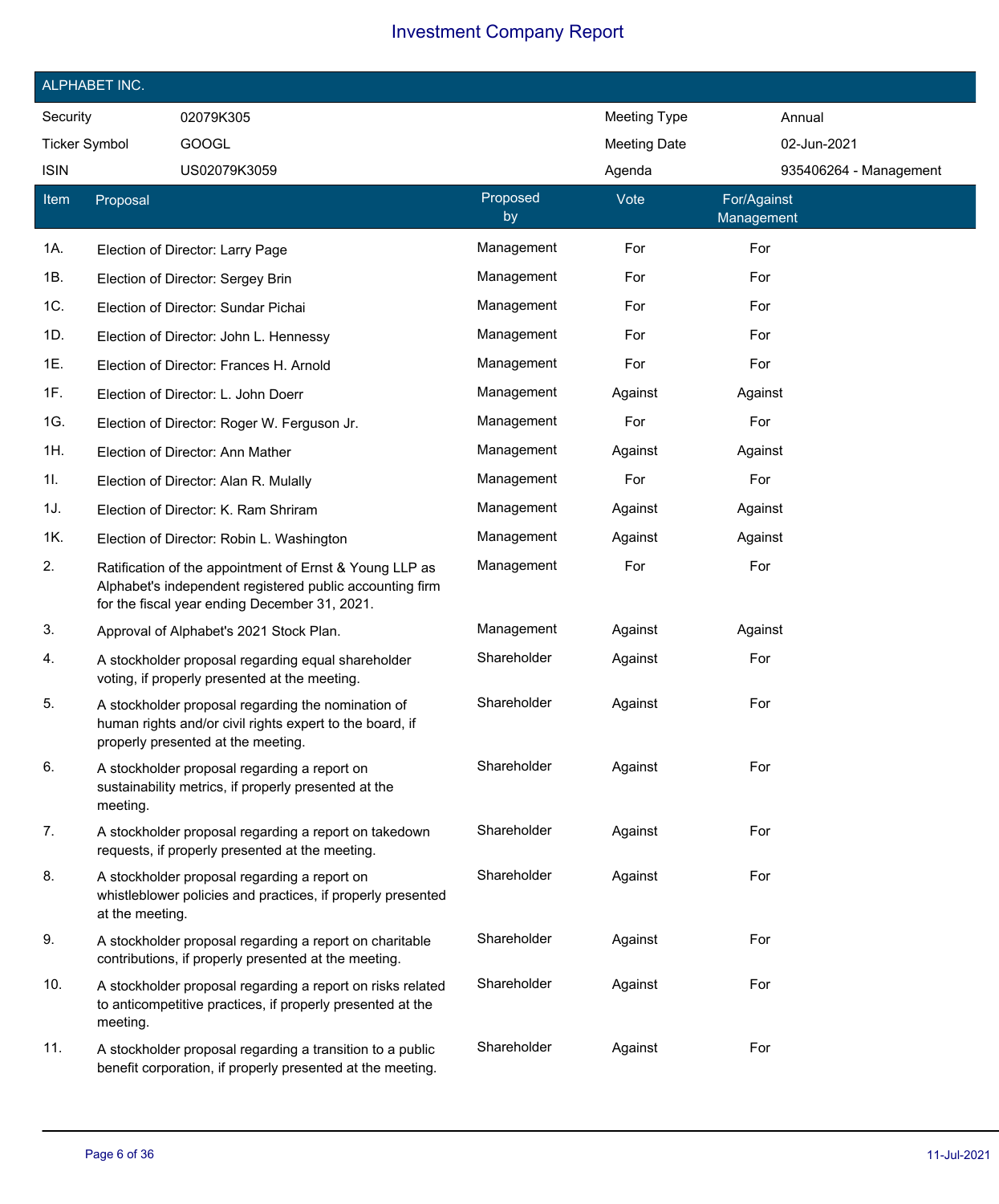# Investment Company Report

## ALPHABET INC.

| | | | |
|---|---|---|---|
| Security | 02079K305 | Meeting Type | Annual |
| Ticker Symbol | GOOGL | Meeting Date | 02-Jun-2021 |
| ISIN | US02079K3059 | Agenda | 935406264 - Management |

| Item | Proposal | Proposed by | Vote | For/Against Management |
|---|---|---|---|---|
| 1A. | Election of Director: Larry Page | Management | For | For |
| 1B. | Election of Director: Sergey Brin | Management | For | For |
| 1C. | Election of Director: Sundar Pichai | Management | For | For |
| 1D. | Election of Director: John L. Hennessy | Management | For | For |
| 1E. | Election of Director: Frances H. Arnold | Management | For | For |
| 1F. | Election of Director: L. John Doerr | Management | Against | Against |
| 1G. | Election of Director: Roger W. Ferguson Jr. | Management | For | For |
| 1H. | Election of Director: Ann Mather | Management | Against | Against |
| 1I. | Election of Director: Alan R. Mulally | Management | For | For |
| 1J. | Election of Director: K. Ram Shriram | Management | Against | Against |
| 1K. | Election of Director: Robin L. Washington | Management | Against | Against |
| 2. | Ratification of the appointment of Ernst & Young LLP as Alphabet's independent registered public accounting firm for the fiscal year ending December 31, 2021. | Management | For | For |
| 3. | Approval of Alphabet's 2021 Stock Plan. | Management | Against | Against |
| 4. | A stockholder proposal regarding equal shareholder voting, if properly presented at the meeting. | Shareholder | Against | For |
| 5. | A stockholder proposal regarding the nomination of human rights and/or civil rights expert to the board, if properly presented at the meeting. | Shareholder | Against | For |
| 6. | A stockholder proposal regarding a report on sustainability metrics, if properly presented at the meeting. | Shareholder | Against | For |
| 7. | A stockholder proposal regarding a report on takedown requests, if properly presented at the meeting. | Shareholder | Against | For |
| 8. | A stockholder proposal regarding a report on whistleblower policies and practices, if properly presented at the meeting. | Shareholder | Against | For |
| 9. | A stockholder proposal regarding a report on charitable contributions, if properly presented at the meeting. | Shareholder | Against | For |
| 10. | A stockholder proposal regarding a report on risks related to anticompetitive practices, if properly presented at the meeting. | Shareholder | Against | For |
| 11. | A stockholder proposal regarding a transition to a public benefit corporation, if properly presented at the meeting. | Shareholder | Against | For |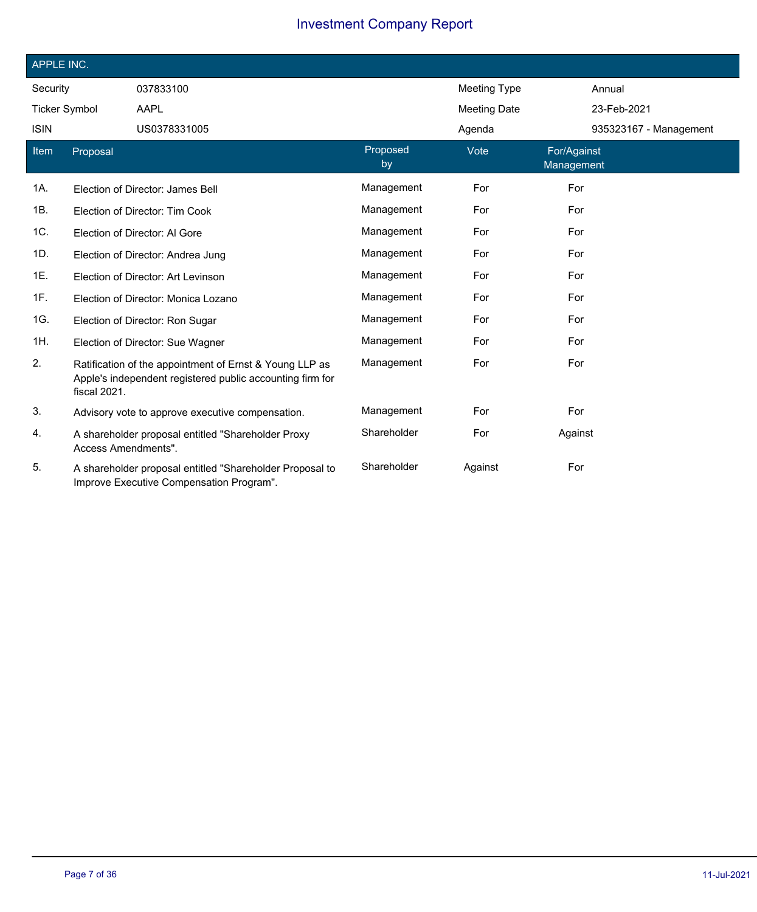# Investment Company Report

## APPLE INC.

| | | | |
|---|---|---|---|
| Security | 037833100 | Meeting Type | Annual |
| Ticker Symbol | AAPL | Meeting Date | 23-Feb-2021 |
| ISIN | US0378331005 | Agenda | 935323167 - Management |

| Item | Proposal | Proposed by | Vote | For/Against Management |
|---|---|---|---|---|
| 1A. | Election of Director: James Bell | Management | For | For |
| 1B. | Election of Director: Tim Cook | Management | For | For |
| 1C. | Election of Director: Al Gore | Management | For | For |
| 1D. | Election of Director: Andrea Jung | Management | For | For |
| 1E. | Election of Director: Art Levinson | Management | For | For |
| 1F. | Election of Director: Monica Lozano | Management | For | For |
| 1G. | Election of Director: Ron Sugar | Management | For | For |
| 1H. | Election of Director: Sue Wagner | Management | For | For |
| 2. | Ratification of the appointment of Ernst & Young LLP as Apple's independent registered public accounting firm for fiscal 2021. | Management | For | For |
| 3. | Advisory vote to approve executive compensation. | Management | For | For |
| 4. | A shareholder proposal entitled "Shareholder Proxy Access Amendments". | Shareholder | For | Against |
| 5. | A shareholder proposal entitled "Shareholder Proposal to Improve Executive Compensation Program". | Shareholder | Against | For |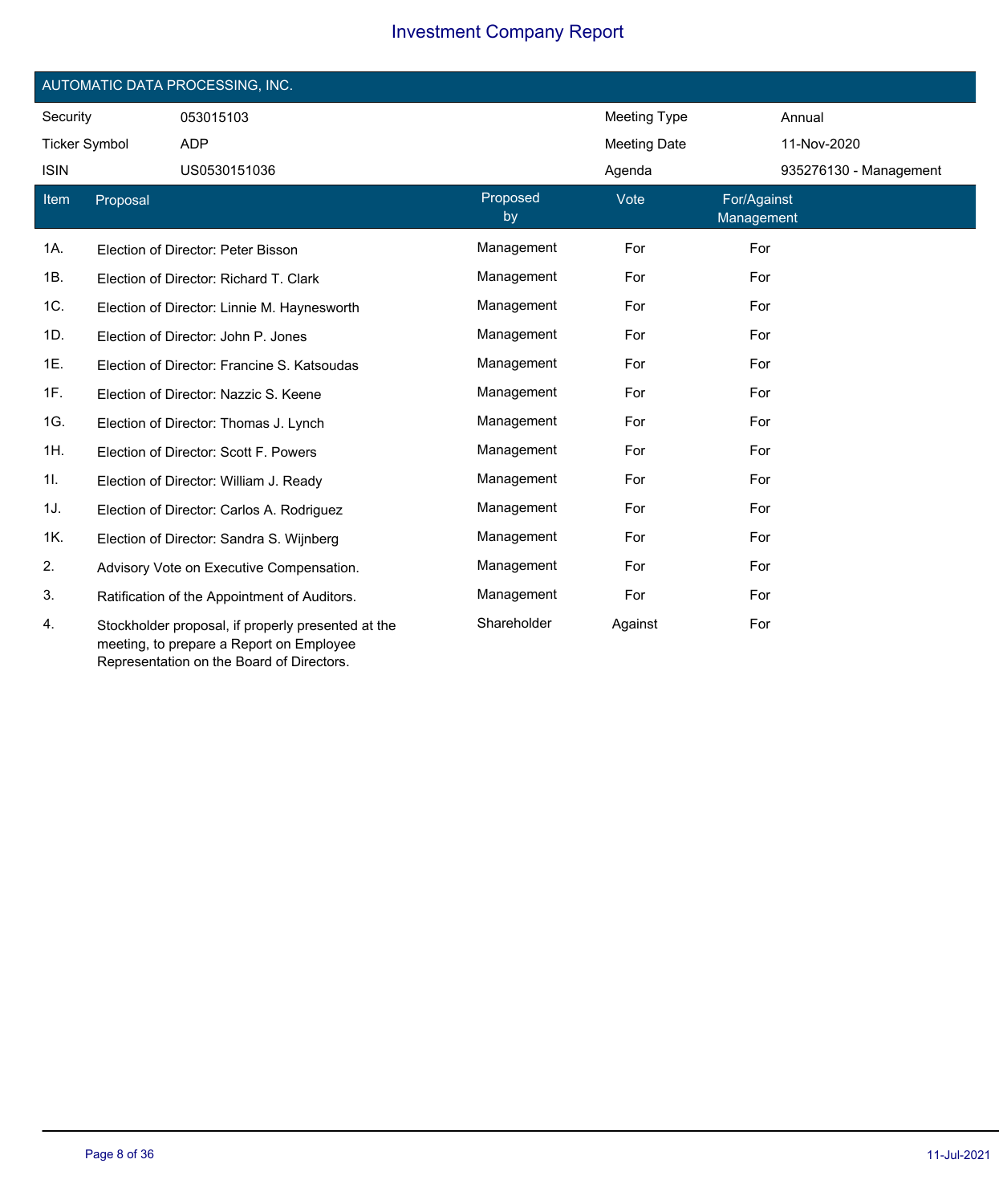# Investment Company Report

## AUTOMATIC DATA PROCESSING, INC.

| | | | |
|---|---|---|---|
| Security | 053015103 | Meeting Type | Annual |
| Ticker Symbol | ADP | Meeting Date | 11-Nov-2020 |
| ISIN | US0530151036 | Agenda | 935276130 - Management |

| Item | Proposal | Proposed by | Vote | For/Against Management |
|---|---|---|---|---|
| 1A. | Election of Director: Peter Bisson | Management | For | For |
| 1B. | Election of Director: Richard T. Clark | Management | For | For |
| 1C. | Election of Director: Linnie M. Haynesworth | Management | For | For |
| 1D. | Election of Director: John P. Jones | Management | For | For |
| 1E. | Election of Director: Francine S. Katsoudas | Management | For | For |
| 1F. | Election of Director: Nazzic S. Keene | Management | For | For |
| 1G. | Election of Director: Thomas J. Lynch | Management | For | For |
| 1H. | Election of Director: Scott F. Powers | Management | For | For |
| 1I. | Election of Director: William J. Ready | Management | For | For |
| 1J. | Election of Director: Carlos A. Rodriguez | Management | For | For |
| 1K. | Election of Director: Sandra S. Wijnberg | Management | For | For |
| 2. | Advisory Vote on Executive Compensation. | Management | For | For |
| 3. | Ratification of the Appointment of Auditors. | Management | For | For |
| 4. | Stockholder proposal, if properly presented at the meeting, to prepare a Report on Employee Representation on the Board of Directors. | Shareholder | Against | For |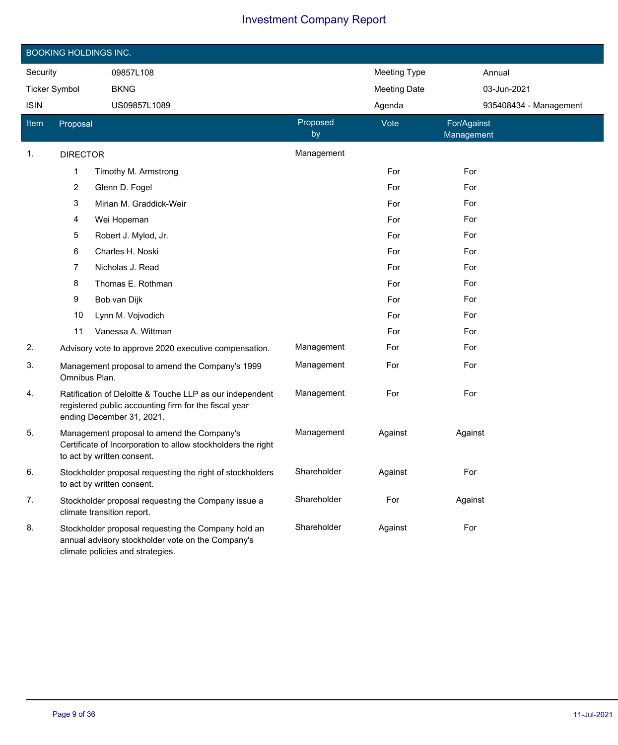# Investment Company Report

## BOOKING HOLDINGS INC.

| Security | 09857L108 | Meeting Type | Annual |
|---|---|---|---|
| Ticker Symbol | BKNG | Meeting Date | 03-Jun-2021 |
| ISIN | US09857L1089 | Agenda | 935408434 - Management |

| Item | Proposal | Proposed by | Vote | For/Against Management |
|---|---|---|---|---|
| 1. | DIRECTOR | Management | | |
| | 1 Timothy M. Armstrong | | For | For |
| | 2 Glenn D. Fogel | | For | For |
| | 3 Mirian M. Graddick-Weir | | For | For |
| | 4 Wei Hopeman | | For | For |
| | 5 Robert J. Mylod, Jr. | | For | For |
| | 6 Charles H. Noski | | For | For |
| | 7 Nicholas J. Read | | For | For |
| | 8 Thomas E. Rothman | | For | For |
| | 9 Bob van Dijk | | For | For |
| | 10 Lynn M. Vojvodich | | For | For |
| | 11 Vanessa A. Wittman | | For | For |
| 2. | Advisory vote to approve 2020 executive compensation. | Management | For | For |
| 3. | Management proposal to amend the Company's 1999 Omnibus Plan. | Management | For | For |
| 4. | Ratification of Deloitte & Touche LLP as our independent registered public accounting firm for the fiscal year ending December 31, 2021. | Management | For | For |
| 5. | Management proposal to amend the Company's Certificate of Incorporation to allow stockholders the right to act by written consent. | Management | Against | Against |
| 6. | Stockholder proposal requesting the right of stockholders to act by written consent. | Shareholder | Against | For |
| 7. | Stockholder proposal requesting the Company issue a climate transition report. | Shareholder | For | Against |
| 8. | Stockholder proposal requesting the Company hold an annual advisory stockholder vote on the Company's climate policies and strategies. | Shareholder | Against | For |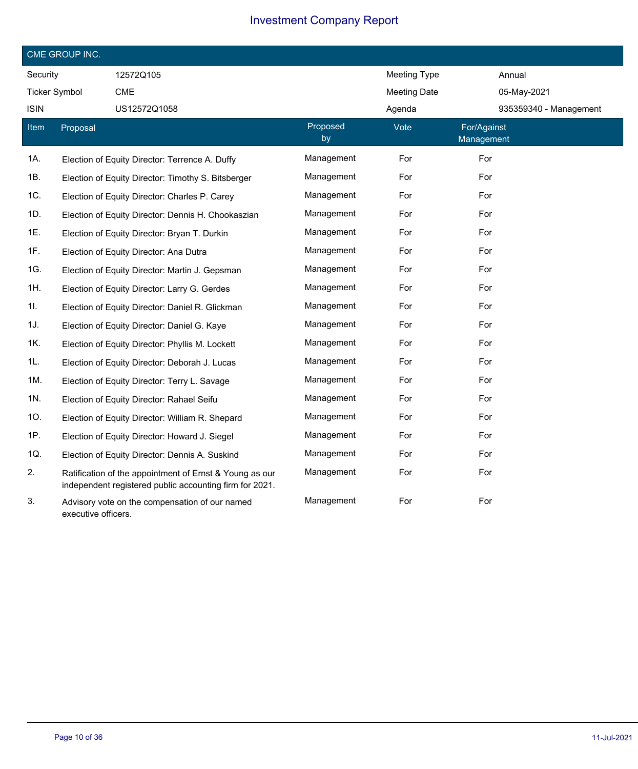# Investment Company Report

## CME GROUP INC.

| | | | |
|---|---|---|---|
| Security | 12572Q105 | Meeting Type | Annual |
| Ticker Symbol | CME | Meeting Date | 05-May-2021 |
| ISIN | US12572Q1058 | Agenda | 935359340 - Management |

| Item | Proposal | Proposed by | Vote | For/Against Management |
|---|---|---|---|---|
| 1A. | Election of Equity Director: Terrence A. Duffy | Management | For | For |
| 1B. | Election of Equity Director: Timothy S. Bitsberger | Management | For | For |
| 1C. | Election of Equity Director: Charles P. Carey | Management | For | For |
| 1D. | Election of Equity Director: Dennis H. Chookaszian | Management | For | For |
| 1E. | Election of Equity Director: Bryan T. Durkin | Management | For | For |
| 1F. | Election of Equity Director: Ana Dutra | Management | For | For |
| 1G. | Election of Equity Director: Martin J. Gepsman | Management | For | For |
| 1H. | Election of Equity Director: Larry G. Gerdes | Management | For | For |
| 1I. | Election of Equity Director: Daniel R. Glickman | Management | For | For |
| 1J. | Election of Equity Director: Daniel G. Kaye | Management | For | For |
| 1K. | Election of Equity Director: Phyllis M. Lockett | Management | For | For |
| 1L. | Election of Equity Director: Deborah J. Lucas | Management | For | For |
| 1M. | Election of Equity Director: Terry L. Savage | Management | For | For |
| 1N. | Election of Equity Director: Rahael Seifu | Management | For | For |
| 1O. | Election of Equity Director: William R. Shepard | Management | For | For |
| 1P. | Election of Equity Director: Howard J. Siegel | Management | For | For |
| 1Q. | Election of Equity Director: Dennis A. Suskind | Management | For | For |
| 2. | Ratification of the appointment of Ernst & Young as our independent registered public accounting firm for 2021. | Management | For | For |
| 3. | Advisory vote on the compensation of our named executive officers. | Management | For | For |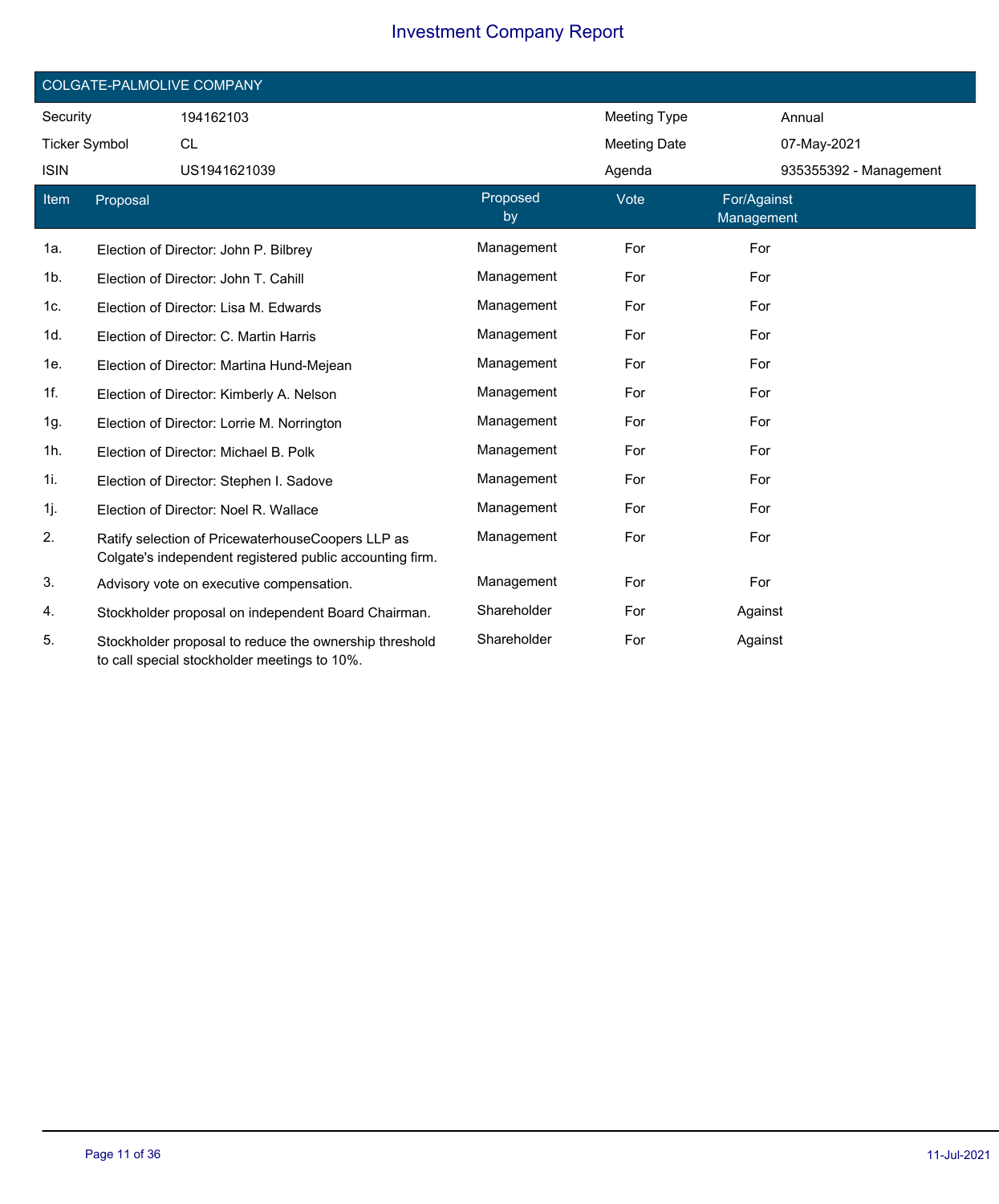# Investment Company Report

## COLGATE-PALMOLIVE COMPANY

| | | | |
|---|---|---|---|
| Security | 194162103 | Meeting Type | Annual |
| Ticker Symbol | CL | Meeting Date | 07-May-2021 |
| ISIN | US1941621039 | Agenda | 935355392 - Management |

| Item | Proposal | Proposed by | Vote | For/Against Management |
|---|---|---|---|---|
| 1a. | Election of Director: John P. Bilbrey | Management | For | For |
| 1b. | Election of Director: John T. Cahill | Management | For | For |
| 1c. | Election of Director: Lisa M. Edwards | Management | For | For |
| 1d. | Election of Director: C. Martin Harris | Management | For | For |
| 1e. | Election of Director: Martina Hund-Mejean | Management | For | For |
| 1f. | Election of Director: Kimberly A. Nelson | Management | For | For |
| 1g. | Election of Director: Lorrie M. Norrington | Management | For | For |
| 1h. | Election of Director: Michael B. Polk | Management | For | For |
| 1i. | Election of Director: Stephen I. Sadove | Management | For | For |
| 1j. | Election of Director: Noel R. Wallace | Management | For | For |
| 2. | Ratify selection of PricewaterhouseCoopers LLP as Colgate's independent registered public accounting firm. | Management | For | For |
| 3. | Advisory vote on executive compensation. | Management | For | For |
| 4. | Stockholder proposal on independent Board Chairman. | Shareholder | For | Against |
| 5. | Stockholder proposal to reduce the ownership threshold to call special stockholder meetings to 10%. | Shareholder | For | Against |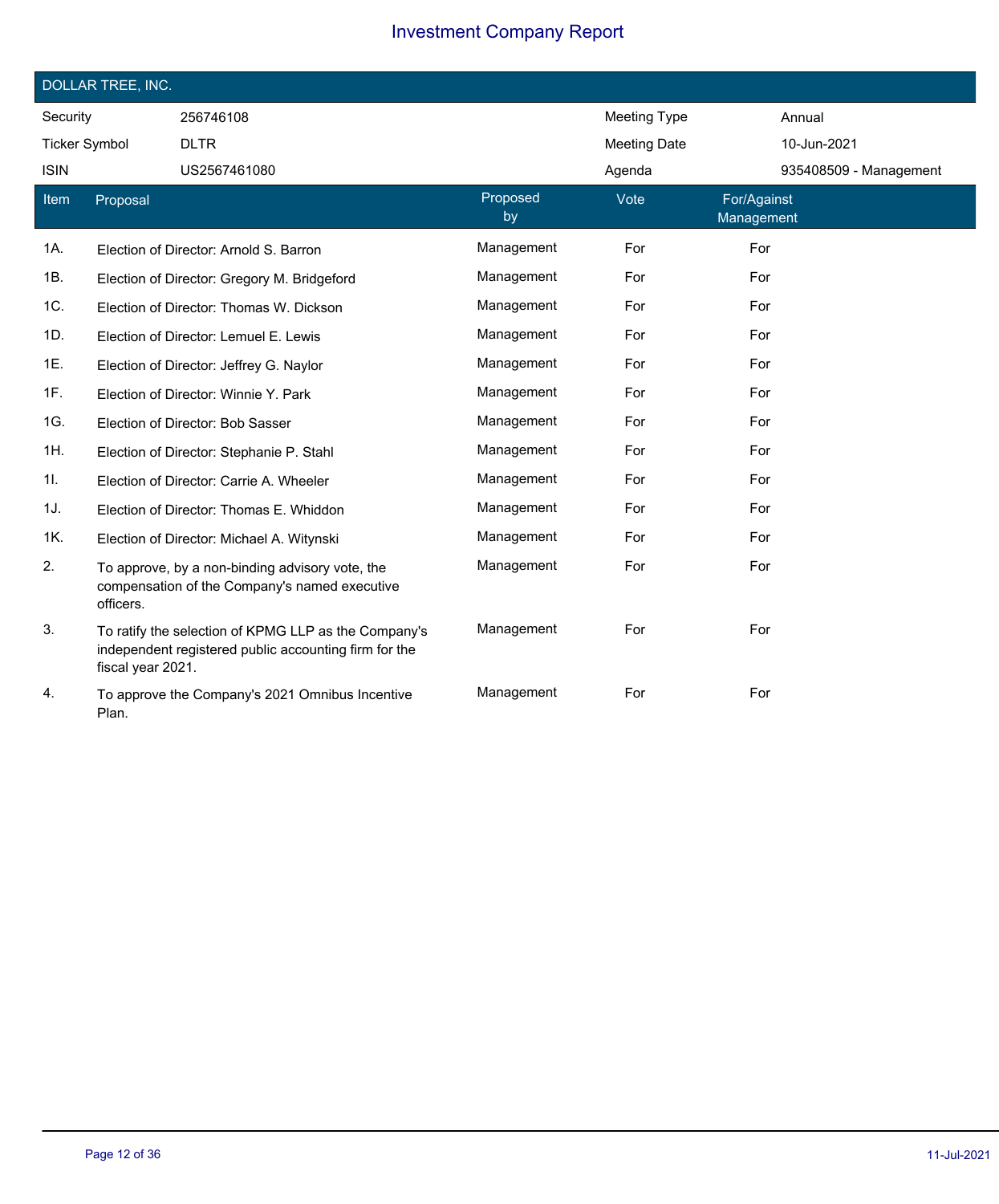# Investment Company Report

## DOLLAR TREE, INC.

| Security | 256746108 | Meeting Type | Annual |
|---|---|---|---|
| Ticker Symbol | DLTR | Meeting Date | 10-Jun-2021 |
| ISIN | US2567461080 | Agenda | 935408509 - Management |

| Item | Proposal | Proposed by | Vote | For/Against Management |
|---|---|---|---|---|
| 1A. | Election of Director: Arnold S. Barron | Management | For | For |
| 1B. | Election of Director: Gregory M. Bridgeford | Management | For | For |
| 1C. | Election of Director: Thomas W. Dickson | Management | For | For |
| 1D. | Election of Director: Lemuel E. Lewis | Management | For | For |
| 1E. | Election of Director: Jeffrey G. Naylor | Management | For | For |
| 1F. | Election of Director: Winnie Y. Park | Management | For | For |
| 1G. | Election of Director: Bob Sasser | Management | For | For |
| 1H. | Election of Director: Stephanie P. Stahl | Management | For | For |
| 1I. | Election of Director: Carrie A. Wheeler | Management | For | For |
| 1J. | Election of Director: Thomas E. Whiddon | Management | For | For |
| 1K. | Election of Director: Michael A. Witynski | Management | For | For |
| 2. | To approve, by a non-binding advisory vote, the compensation of the Company's named executive officers. | Management | For | For |
| 3. | To ratify the selection of KPMG LLP as the Company's independent registered public accounting firm for the fiscal year 2021. | Management | For | For |
| 4. | To approve the Company's 2021 Omnibus Incentive Plan. | Management | For | For |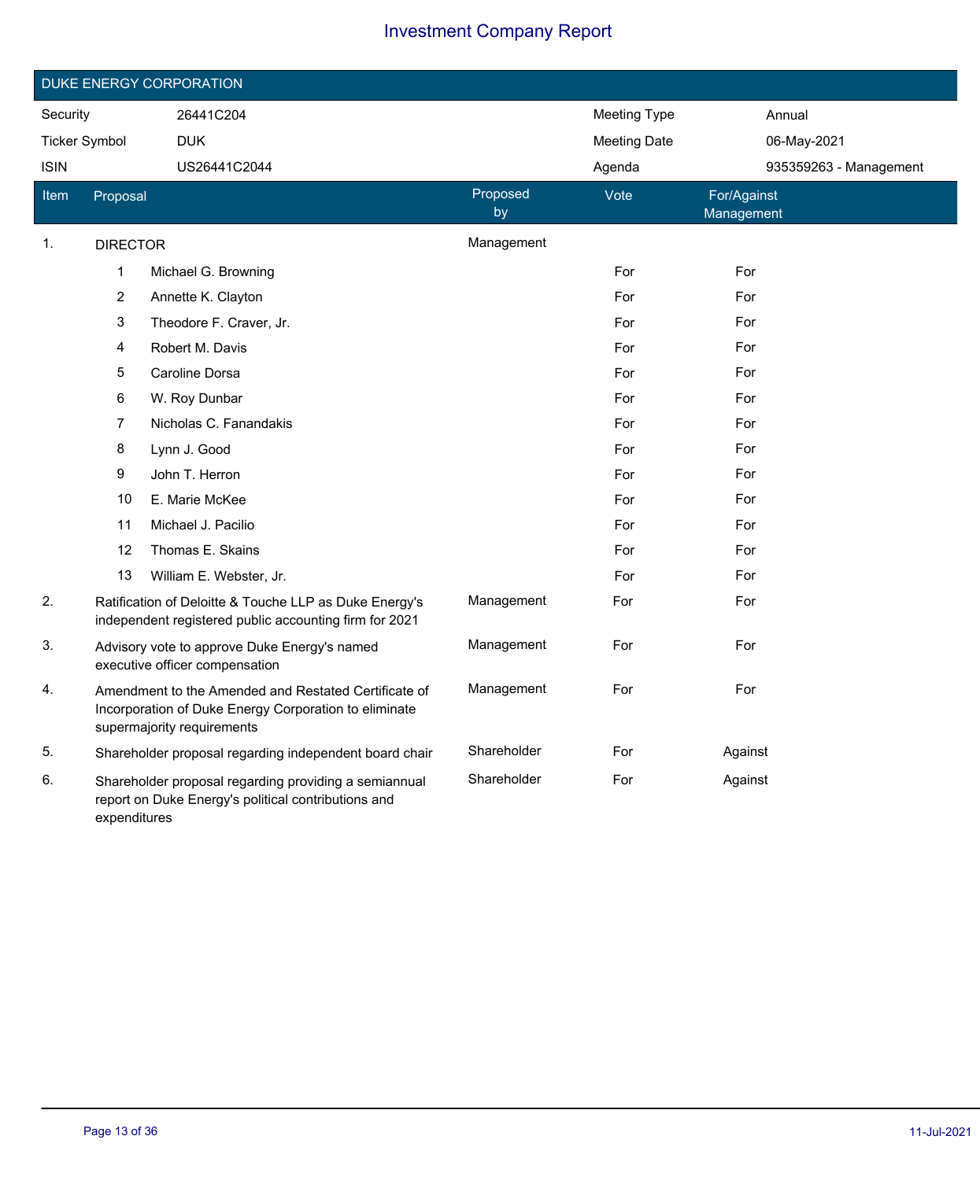# Investment Company Report

## DUKE ENERGY CORPORATION

| | | | |
|---|---|---|---|
| Security | 26441C204 | Meeting Type | Annual |
| Ticker Symbol | DUK | Meeting Date | 06-May-2021 |
| ISIN | US26441C2044 | Agenda | 935359263 - Management |

| Item | Proposal | Proposed by | Vote | For/Against Management |
|---|---|---|---|---|
| 1. | DIRECTOR | Management | | |
| | 1 Michael G. Browning | | For | For |
| | 2 Annette K. Clayton | | For | For |
| | 3 Theodore F. Craver, Jr. | | For | For |
| | 4 Robert M. Davis | | For | For |
| | 5 Caroline Dorsa | | For | For |
| | 6 W. Roy Dunbar | | For | For |
| | 7 Nicholas C. Fanandakis | | For | For |
| | 8 Lynn J. Good | | For | For |
| | 9 John T. Herron | | For | For |
| | 10 E. Marie McKee | | For | For |
| | 11 Michael J. Pacilio | | For | For |
| | 12 Thomas E. Skains | | For | For |
| | 13 William E. Webster, Jr. | | For | For |
| 2. | Ratification of Deloitte & Touche LLP as Duke Energy's independent registered public accounting firm for 2021 | Management | For | For |
| 3. | Advisory vote to approve Duke Energy's named executive officer compensation | Management | For | For |
| 4. | Amendment to the Amended and Restated Certificate of Incorporation of Duke Energy Corporation to eliminate supermajority requirements | Management | For | For |
| 5. | Shareholder proposal regarding independent board chair | Shareholder | For | Against |
| 6. | Shareholder proposal regarding providing a semiannual report on Duke Energy's political contributions and expenditures | Shareholder | For | Against |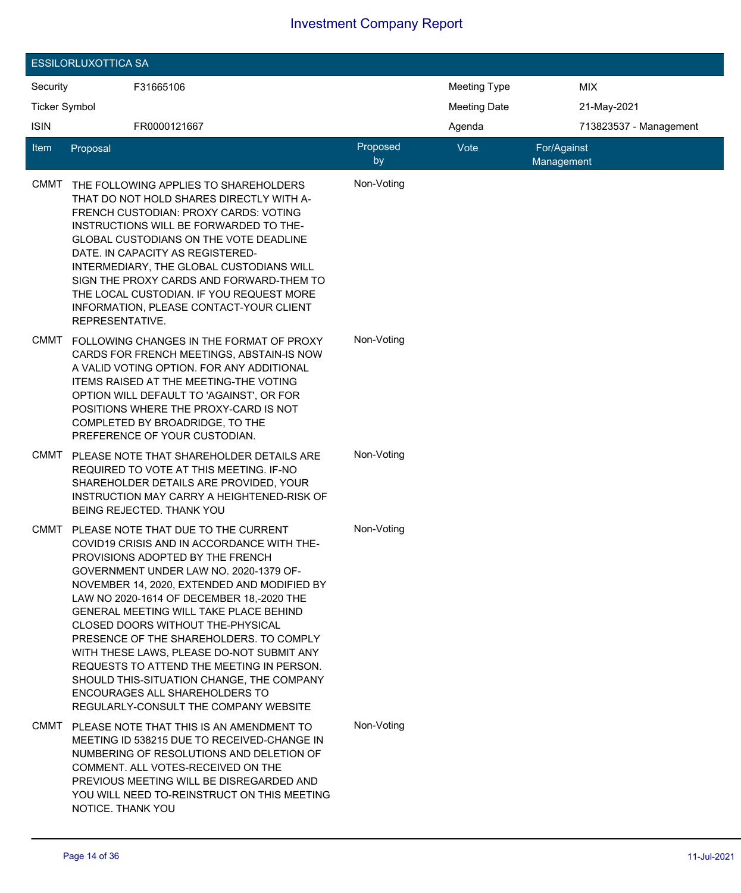# Investment Company Report

## ESSILORLUXOTTICA SA

| | | | |
|---|---|---|---|
| Security | F31665106 | Meeting Type | MIX |
| Ticker Symbol | | Meeting Date | 21-May-2021 |
| ISIN | FR0000121667 | Agenda | 713823537 - Management |

| Item | Proposal | Proposed by | Vote | For/Against Management |
|---|---|---|---|---|
| CMMT | THE FOLLOWING APPLIES TO SHAREHOLDERS THAT DO NOT HOLD SHARES DIRECTLY WITH A-FRENCH CUSTODIAN: PROXY CARDS: VOTING INSTRUCTIONS WILL BE FORWARDED TO THE-GLOBAL CUSTODIANS ON THE VOTE DEADLINE DATE. IN CAPACITY AS REGISTERED-INTERMEDIARY, THE GLOBAL CUSTODIANS WILL SIGN THE PROXY CARDS AND FORWARD-THEM TO THE LOCAL CUSTODIAN. IF YOU REQUEST MORE INFORMATION, PLEASE CONTACT-YOUR CLIENT REPRESENTATIVE. | Non-Voting | | |
| CMMT | FOLLOWING CHANGES IN THE FORMAT OF PROXY CARDS FOR FRENCH MEETINGS, ABSTAIN-IS NOW A VALID VOTING OPTION. FOR ANY ADDITIONAL ITEMS RAISED AT THE MEETING-THE VOTING OPTION WILL DEFAULT TO 'AGAINST', OR FOR POSITIONS WHERE THE PROXY-CARD IS NOT COMPLETED BY BROADRIDGE, TO THE PREFERENCE OF YOUR CUSTODIAN. | Non-Voting | | |
| CMMT | PLEASE NOTE THAT SHAREHOLDER DETAILS ARE REQUIRED TO VOTE AT THIS MEETING. IF-NO SHAREHOLDER DETAILS ARE PROVIDED, YOUR INSTRUCTION MAY CARRY A HEIGHTENED-RISK OF BEING REJECTED. THANK YOU | Non-Voting | | |
| CMMT | PLEASE NOTE THAT DUE TO THE CURRENT COVID19 CRISIS AND IN ACCORDANCE WITH THE-PROVISIONS ADOPTED BY THE FRENCH GOVERNMENT UNDER LAW NO. 2020-1379 OF-NOVEMBER 14, 2020, EXTENDED AND MODIFIED BY LAW NO 2020-1614 OF DECEMBER 18,-2020 THE GENERAL MEETING WILL TAKE PLACE BEHIND CLOSED DOORS WITHOUT THE-PHYSICAL PRESENCE OF THE SHAREHOLDERS. TO COMPLY WITH THESE LAWS, PLEASE DO-NOT SUBMIT ANY REQUESTS TO ATTEND THE MEETING IN PERSON. SHOULD THIS-SITUATION CHANGE, THE COMPANY ENCOURAGES ALL SHAREHOLDERS TO REGULARLY-CONSULT THE COMPANY WEBSITE | Non-Voting | | |
| CMMT | PLEASE NOTE THAT THIS IS AN AMENDMENT TO MEETING ID 538215 DUE TO RECEIVED-CHANGE IN NUMBERING OF RESOLUTIONS AND DELETION OF COMMENT. ALL VOTES-RECEIVED ON THE PREVIOUS MEETING WILL BE DISREGARDED AND YOU WILL NEED TO-REINSTRUCT ON THIS MEETING NOTICE. THANK YOU | Non-Voting | | |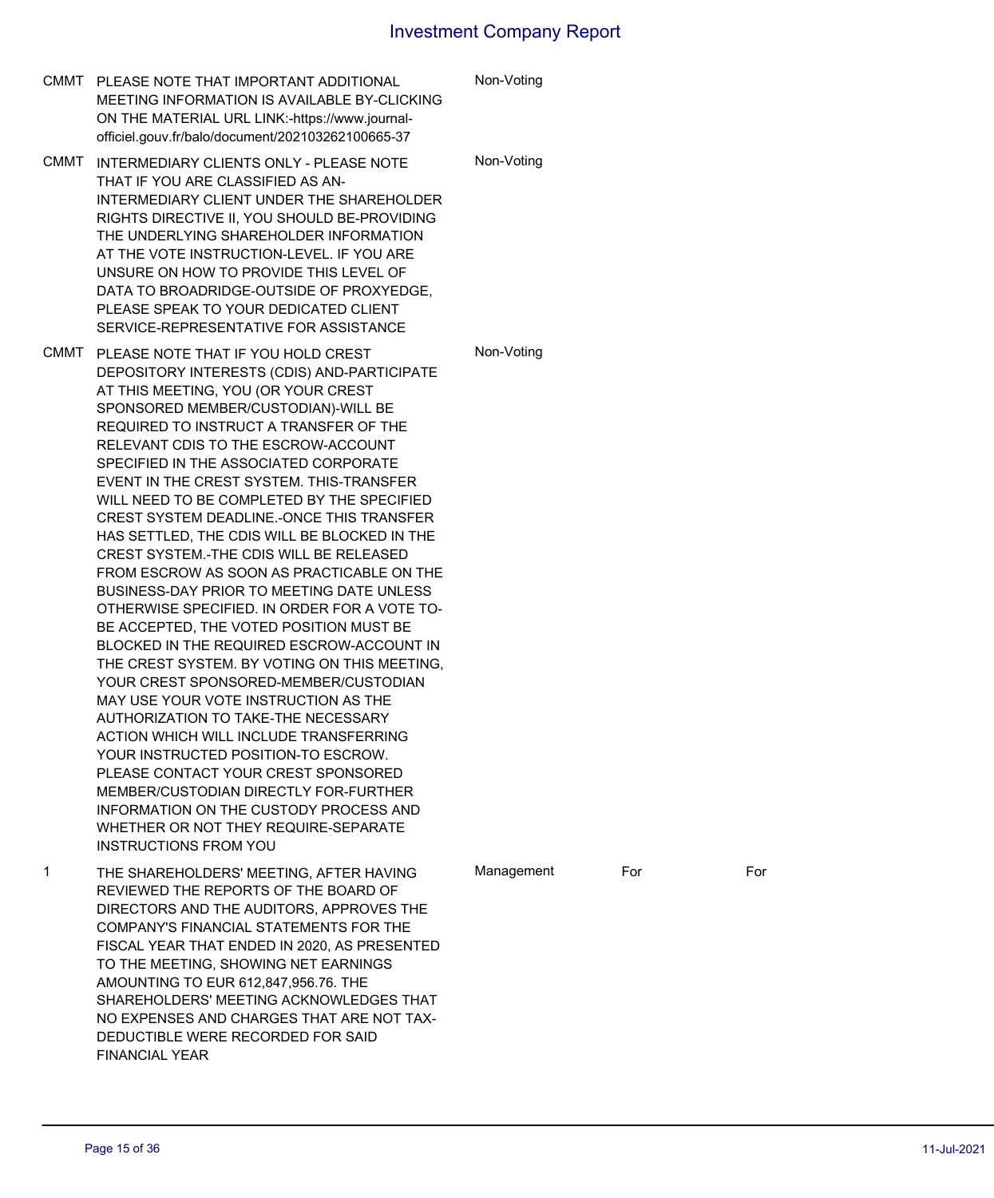| | | | | |
|---|---|---|---|---|
| CMMT | PLEASE NOTE THAT IMPORTANT ADDITIONAL MEETING INFORMATION IS AVAILABLE BY-CLICKING ON THE MATERIAL URL LINK:-https://www.journal-officiel.gouv.fr/balo/document/202103262100665-37 | Non-Voting | | |
| CMMT | INTERMEDIARY CLIENTS ONLY - PLEASE NOTE THAT IF YOU ARE CLASSIFIED AS AN-INTERMEDIARY CLIENT UNDER THE SHAREHOLDER RIGHTS DIRECTIVE II, YOU SHOULD BE-PROVIDING THE UNDERLYING SHAREHOLDER INFORMATION AT THE VOTE INSTRUCTION-LEVEL. IF YOU ARE UNSURE ON HOW TO PROVIDE THIS LEVEL OF DATA TO BROADRIDGE-OUTSIDE OF PROXYEDGE, PLEASE SPEAK TO YOUR DEDICATED CLIENT SERVICE-REPRESENTATIVE FOR ASSISTANCE | Non-Voting | | |
| CMMT | PLEASE NOTE THAT IF YOU HOLD CREST DEPOSITORY INTERESTS (CDIS) AND-PARTICIPATE AT THIS MEETING, YOU (OR YOUR CREST SPONSORED MEMBER/CUSTODIAN)-WILL BE REQUIRED TO INSTRUCT A TRANSFER OF THE RELEVANT CDIS TO THE ESCROW-ACCOUNT SPECIFIED IN THE ASSOCIATED CORPORATE EVENT IN THE CREST SYSTEM. THIS-TRANSFER WILL NEED TO BE COMPLETED BY THE SPECIFIED CREST SYSTEM DEADLINE.-ONCE THIS TRANSFER HAS SETTLED, THE CDIS WILL BE BLOCKED IN THE CREST SYSTEM.-THE CDIS WILL BE RELEASED FROM ESCROW AS SOON AS PRACTICABLE ON THE BUSINESS-DAY PRIOR TO MEETING DATE UNLESS OTHERWISE SPECIFIED. IN ORDER FOR A VOTE TO-BE ACCEPTED, THE VOTED POSITION MUST BE BLOCKED IN THE REQUIRED ESCROW-ACCOUNT IN THE CREST SYSTEM. BY VOTING ON THIS MEETING, YOUR CREST SPONSORED-MEMBER/CUSTODIAN MAY USE YOUR VOTE INSTRUCTION AS THE AUTHORIZATION TO TAKE-THE NECESSARY ACTION WHICH WILL INCLUDE TRANSFERRING YOUR INSTRUCTED POSITION-TO ESCROW. PLEASE CONTACT YOUR CREST SPONSORED MEMBER/CUSTODIAN DIRECTLY FOR-FURTHER INFORMATION ON THE CUSTODY PROCESS AND WHETHER OR NOT THEY REQUIRE-SEPARATE INSTRUCTIONS FROM YOU | Non-Voting | | |
| 1 | THE SHAREHOLDERS' MEETING, AFTER HAVING REVIEWED THE REPORTS OF THE BOARD OF DIRECTORS AND THE AUDITORS, APPROVES THE COMPANY'S FINANCIAL STATEMENTS FOR THE FISCAL YEAR THAT ENDED IN 2020, AS PRESENTED TO THE MEETING, SHOWING NET EARNINGS AMOUNTING TO EUR 612,847,956.76. THE SHAREHOLDERS' MEETING ACKNOWLEDGES THAT NO EXPENSES AND CHARGES THAT ARE NOT TAX-DEDUCTIBLE WERE RECORDED FOR SAID FINANCIAL YEAR | Management | For | For |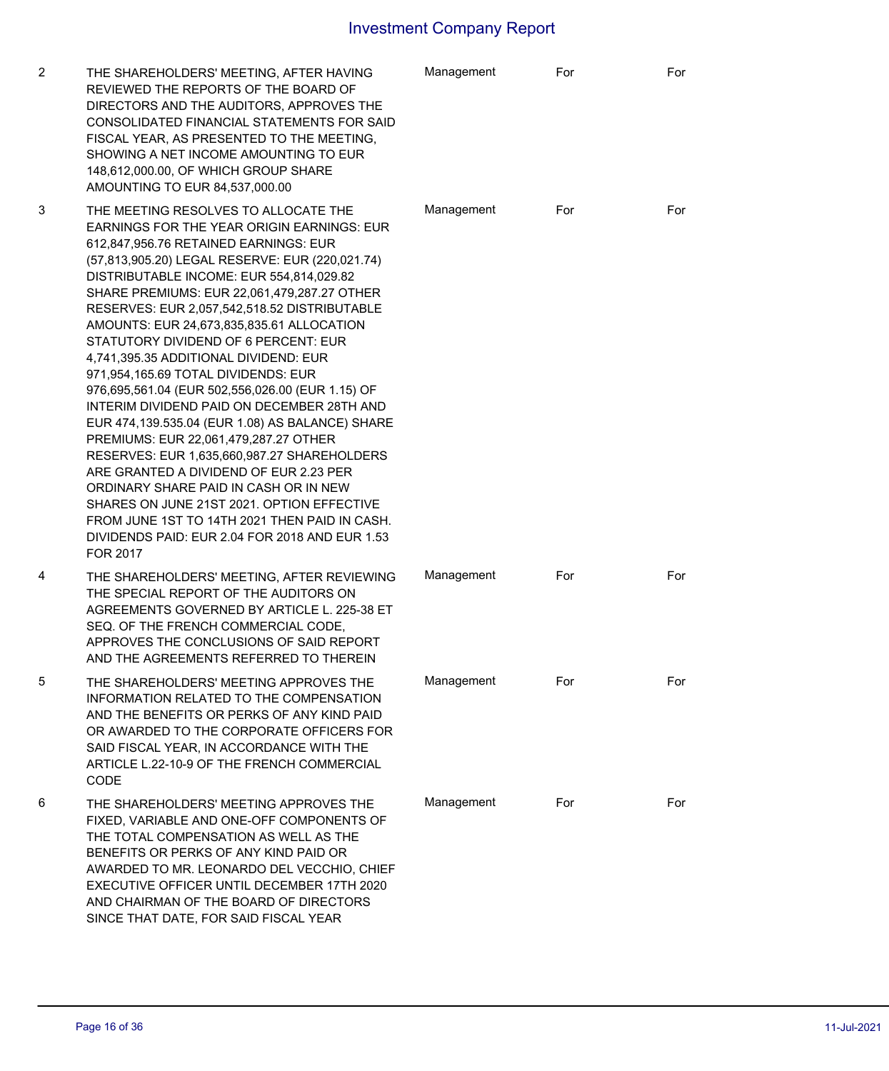| | | | | |
|---|---|---|---|---|
| 2 | THE SHAREHOLDERS' MEETING, AFTER HAVING REVIEWED THE REPORTS OF THE BOARD OF DIRECTORS AND THE AUDITORS, APPROVES THE CONSOLIDATED FINANCIAL STATEMENTS FOR SAID FISCAL YEAR, AS PRESENTED TO THE MEETING, SHOWING A NET INCOME AMOUNTING TO EUR 148,612,000.00, OF WHICH GROUP SHARE AMOUNTING TO EUR 84,537,000.00 | Management | For | For |
| 3 | THE MEETING RESOLVES TO ALLOCATE THE EARNINGS FOR THE YEAR ORIGIN EARNINGS: EUR 612,847,956.76 RETAINED EARNINGS: EUR (57,813,905.20) LEGAL RESERVE: EUR (220,021.74) DISTRIBUTABLE INCOME: EUR 554,814,029.82 SHARE PREMIUMS: EUR 22,061,479,287.27 OTHER RESERVES: EUR 2,057,542,518.52 DISTRIBUTABLE AMOUNTS: EUR 24,673,835,835.61 ALLOCATION STATUTORY DIVIDEND OF 6 PERCENT: EUR 4,741,395.35 ADDITIONAL DIVIDEND: EUR 971,954,165.69 TOTAL DIVIDENDS: EUR 976,695,561.04 (EUR 502,556,026.00 (EUR 1.15) OF INTERIM DIVIDEND PAID ON DECEMBER 28TH AND EUR 474,139.535.04 (EUR 1.08) AS BALANCE) SHARE PREMIUMS: EUR 22,061,479,287.27 OTHER RESERVES: EUR 1,635,660,987.27 SHAREHOLDERS ARE GRANTED A DIVIDEND OF EUR 2.23 PER ORDINARY SHARE PAID IN CASH OR IN NEW SHARES ON JUNE 21ST 2021. OPTION EFFECTIVE FROM JUNE 1ST TO 14TH 2021 THEN PAID IN CASH. DIVIDENDS PAID: EUR 2.04 FOR 2018 AND EUR 1.53 FOR 2017 | Management | For | For |
| 4 | THE SHAREHOLDERS' MEETING, AFTER REVIEWING THE SPECIAL REPORT OF THE AUDITORS ON AGREEMENTS GOVERNED BY ARTICLE L. 225-38 ET SEQ. OF THE FRENCH COMMERCIAL CODE, APPROVES THE CONCLUSIONS OF SAID REPORT AND THE AGREEMENTS REFERRED TO THEREIN | Management | For | For |
| 5 | THE SHAREHOLDERS' MEETING APPROVES THE INFORMATION RELATED TO THE COMPENSATION AND THE BENEFITS OR PERKS OF ANY KIND PAID OR AWARDED TO THE CORPORATE OFFICERS FOR SAID FISCAL YEAR, IN ACCORDANCE WITH THE ARTICLE L.22-10-9 OF THE FRENCH COMMERCIAL CODE | Management | For | For |
| 6 | THE SHAREHOLDERS' MEETING APPROVES THE FIXED, VARIABLE AND ONE-OFF COMPONENTS OF THE TOTAL COMPENSATION AS WELL AS THE BENEFITS OR PERKS OF ANY KIND PAID OR AWARDED TO MR. LEONARDO DEL VECCHIO, CHIEF EXECUTIVE OFFICER UNTIL DECEMBER 17TH 2020 AND CHAIRMAN OF THE BOARD OF DIRECTORS SINCE THAT DATE, FOR SAID FISCAL YEAR | Management | For | For |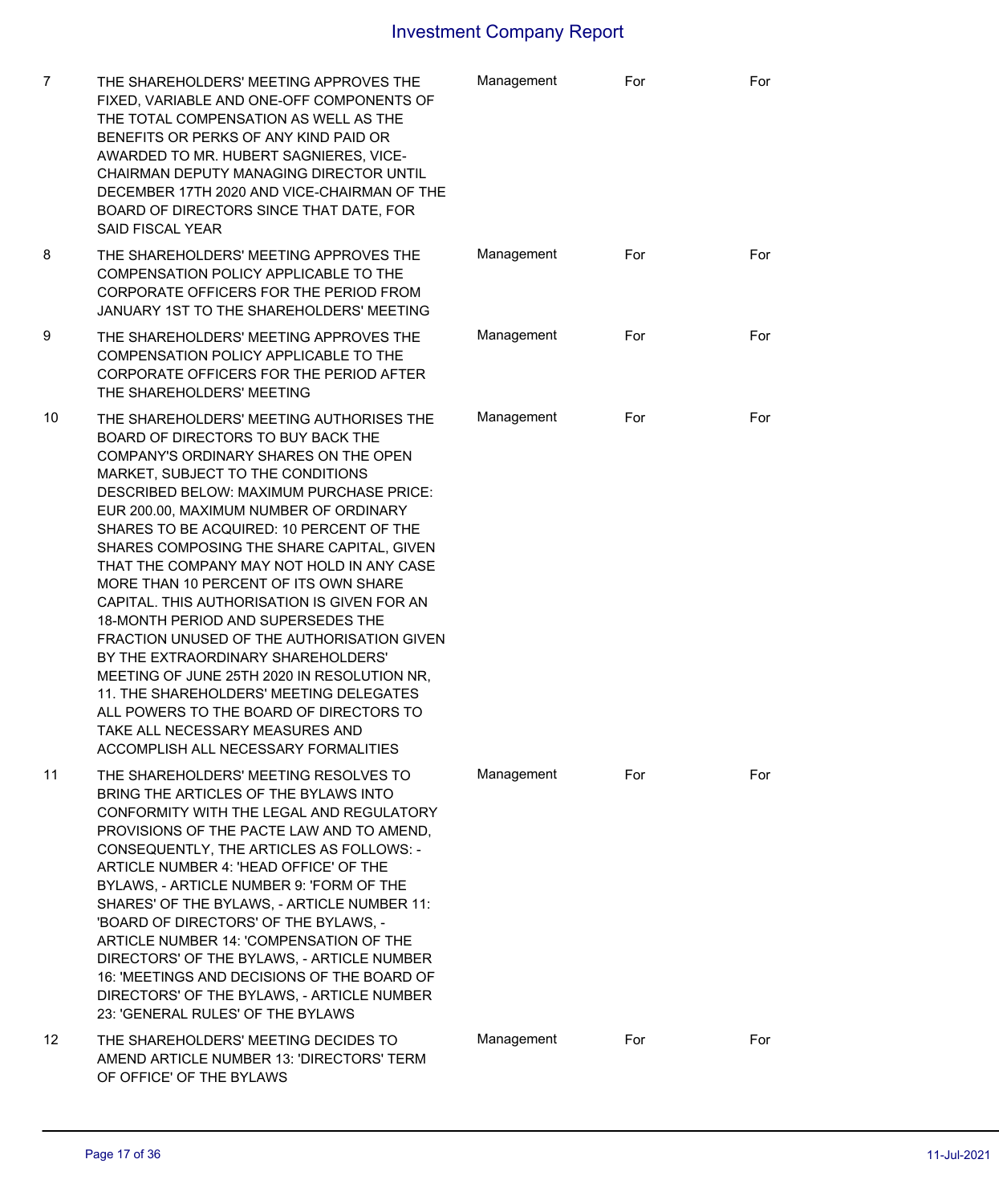| | | | | |
|---|---|---|---|---|
| 7 | THE SHAREHOLDERS' MEETING APPROVES THE FIXED, VARIABLE AND ONE-OFF COMPONENTS OF THE TOTAL COMPENSATION AS WELL AS THE BENEFITS OR PERKS OF ANY KIND PAID OR AWARDED TO MR. HUBERT SAGNIERES, VICE-CHAIRMAN DEPUTY MANAGING DIRECTOR UNTIL DECEMBER 17TH 2020 AND VICE-CHAIRMAN OF THE BOARD OF DIRECTORS SINCE THAT DATE, FOR SAID FISCAL YEAR | Management | For | For |
| 8 | THE SHAREHOLDERS' MEETING APPROVES THE COMPENSATION POLICY APPLICABLE TO THE CORPORATE OFFICERS FOR THE PERIOD FROM JANUARY 1ST TO THE SHAREHOLDERS' MEETING | Management | For | For |
| 9 | THE SHAREHOLDERS' MEETING APPROVES THE COMPENSATION POLICY APPLICABLE TO THE CORPORATE OFFICERS FOR THE PERIOD AFTER THE SHAREHOLDERS' MEETING | Management | For | For |
| 10 | THE SHAREHOLDERS' MEETING AUTHORISES THE BOARD OF DIRECTORS TO BUY BACK THE COMPANY'S ORDINARY SHARES ON THE OPEN MARKET, SUBJECT TO THE CONDITIONS DESCRIBED BELOW: MAXIMUM PURCHASE PRICE: EUR 200.00, MAXIMUM NUMBER OF ORDINARY SHARES TO BE ACQUIRED: 10 PERCENT OF THE SHARES COMPOSING THE SHARE CAPITAL, GIVEN THAT THE COMPANY MAY NOT HOLD IN ANY CASE MORE THAN 10 PERCENT OF ITS OWN SHARE CAPITAL. THIS AUTHORISATION IS GIVEN FOR AN 18-MONTH PERIOD AND SUPERSEDES THE FRACTION UNUSED OF THE AUTHORISATION GIVEN BY THE EXTRAORDINARY SHAREHOLDERS' MEETING OF JUNE 25TH 2020 IN RESOLUTION NR, 11. THE SHAREHOLDERS' MEETING DELEGATES ALL POWERS TO THE BOARD OF DIRECTORS TO TAKE ALL NECESSARY MEASURES AND ACCOMPLISH ALL NECESSARY FORMALITIES | Management | For | For |
| 11 | THE SHAREHOLDERS' MEETING RESOLVES TO BRING THE ARTICLES OF THE BYLAWS INTO CONFORMITY WITH THE LEGAL AND REGULATORY PROVISIONS OF THE PACTE LAW AND TO AMEND, CONSEQUENTLY, THE ARTICLES AS FOLLOWS: - ARTICLE NUMBER 4: 'HEAD OFFICE' OF THE BYLAWS, - ARTICLE NUMBER 9: 'FORM OF THE SHARES' OF THE BYLAWS, - ARTICLE NUMBER 11: 'BOARD OF DIRECTORS' OF THE BYLAWS, - ARTICLE NUMBER 14: 'COMPENSATION OF THE DIRECTORS' OF THE BYLAWS, - ARTICLE NUMBER 16: 'MEETINGS AND DECISIONS OF THE BOARD OF DIRECTORS' OF THE BYLAWS, - ARTICLE NUMBER 23: 'GENERAL RULES' OF THE BYLAWS | Management | For | For |
| 12 | THE SHAREHOLDERS' MEETING DECIDES TO AMEND ARTICLE NUMBER 13: 'DIRECTORS' TERM OF OFFICE' OF THE BYLAWS | Management | For | For |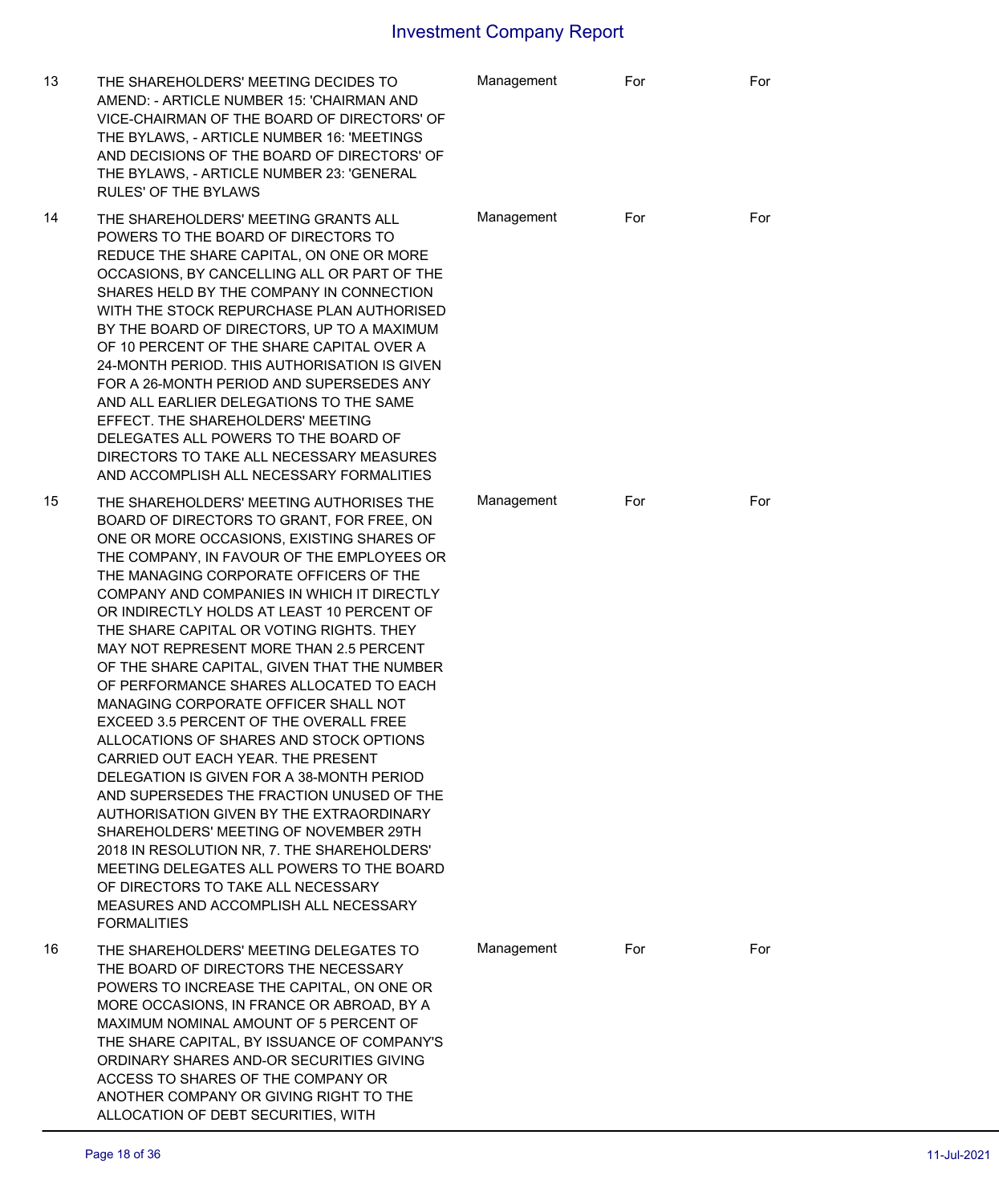| | | | | |
|---|---|---|---|---|
| 13 | THE SHAREHOLDERS' MEETING DECIDES TO AMEND: - ARTICLE NUMBER 15: 'CHAIRMAN AND VICE-CHAIRMAN OF THE BOARD OF DIRECTORS' OF THE BYLAWS, - ARTICLE NUMBER 16: 'MEETINGS AND DECISIONS OF THE BOARD OF DIRECTORS' OF THE BYLAWS, - ARTICLE NUMBER 23: 'GENERAL RULES' OF THE BYLAWS | Management | For | For |
| 14 | THE SHAREHOLDERS' MEETING GRANTS ALL POWERS TO THE BOARD OF DIRECTORS TO REDUCE THE SHARE CAPITAL, ON ONE OR MORE OCCASIONS, BY CANCELLING ALL OR PART OF THE SHARES HELD BY THE COMPANY IN CONNECTION WITH THE STOCK REPURCHASE PLAN AUTHORISED BY THE BOARD OF DIRECTORS, UP TO A MAXIMUM OF 10 PERCENT OF THE SHARE CAPITAL OVER A 24-MONTH PERIOD. THIS AUTHORISATION IS GIVEN FOR A 26-MONTH PERIOD AND SUPERSEDES ANY AND ALL EARLIER DELEGATIONS TO THE SAME EFFECT. THE SHAREHOLDERS' MEETING DELEGATES ALL POWERS TO THE BOARD OF DIRECTORS TO TAKE ALL NECESSARY MEASURES AND ACCOMPLISH ALL NECESSARY FORMALITIES | Management | For | For |
| 15 | THE SHAREHOLDERS' MEETING AUTHORISES THE BOARD OF DIRECTORS TO GRANT, FOR FREE, ON ONE OR MORE OCCASIONS, EXISTING SHARES OF THE COMPANY, IN FAVOUR OF THE EMPLOYEES OR THE MANAGING CORPORATE OFFICERS OF THE COMPANY AND COMPANIES IN WHICH IT DIRECTLY OR INDIRECTLY HOLDS AT LEAST 10 PERCENT OF THE SHARE CAPITAL OR VOTING RIGHTS. THEY MAY NOT REPRESENT MORE THAN 2.5 PERCENT OF THE SHARE CAPITAL, GIVEN THAT THE NUMBER OF PERFORMANCE SHARES ALLOCATED TO EACH MANAGING CORPORATE OFFICER SHALL NOT EXCEED 3.5 PERCENT OF THE OVERALL FREE ALLOCATIONS OF SHARES AND STOCK OPTIONS CARRIED OUT EACH YEAR. THE PRESENT DELEGATION IS GIVEN FOR A 38-MONTH PERIOD AND SUPERSEDES THE FRACTION UNUSED OF THE AUTHORISATION GIVEN BY THE EXTRAORDINARY SHAREHOLDERS' MEETING OF NOVEMBER 29TH 2018 IN RESOLUTION NR, 7. THE SHAREHOLDERS' MEETING DELEGATES ALL POWERS TO THE BOARD OF DIRECTORS TO TAKE ALL NECESSARY MEASURES AND ACCOMPLISH ALL NECESSARY FORMALITIES | Management | For | For |
| 16 | THE SHAREHOLDERS' MEETING DELEGATES TO THE BOARD OF DIRECTORS THE NECESSARY POWERS TO INCREASE THE CAPITAL, ON ONE OR MORE OCCASIONS, IN FRANCE OR ABROAD, BY A MAXIMUM NOMINAL AMOUNT OF 5 PERCENT OF THE SHARE CAPITAL, BY ISSUANCE OF COMPANY'S ORDINARY SHARES AND-OR SECURITIES GIVING ACCESS TO SHARES OF THE COMPANY OR ANOTHER COMPANY OR GIVING RIGHT TO THE ALLOCATION OF DEBT SECURITIES, WITH | Management | For | For |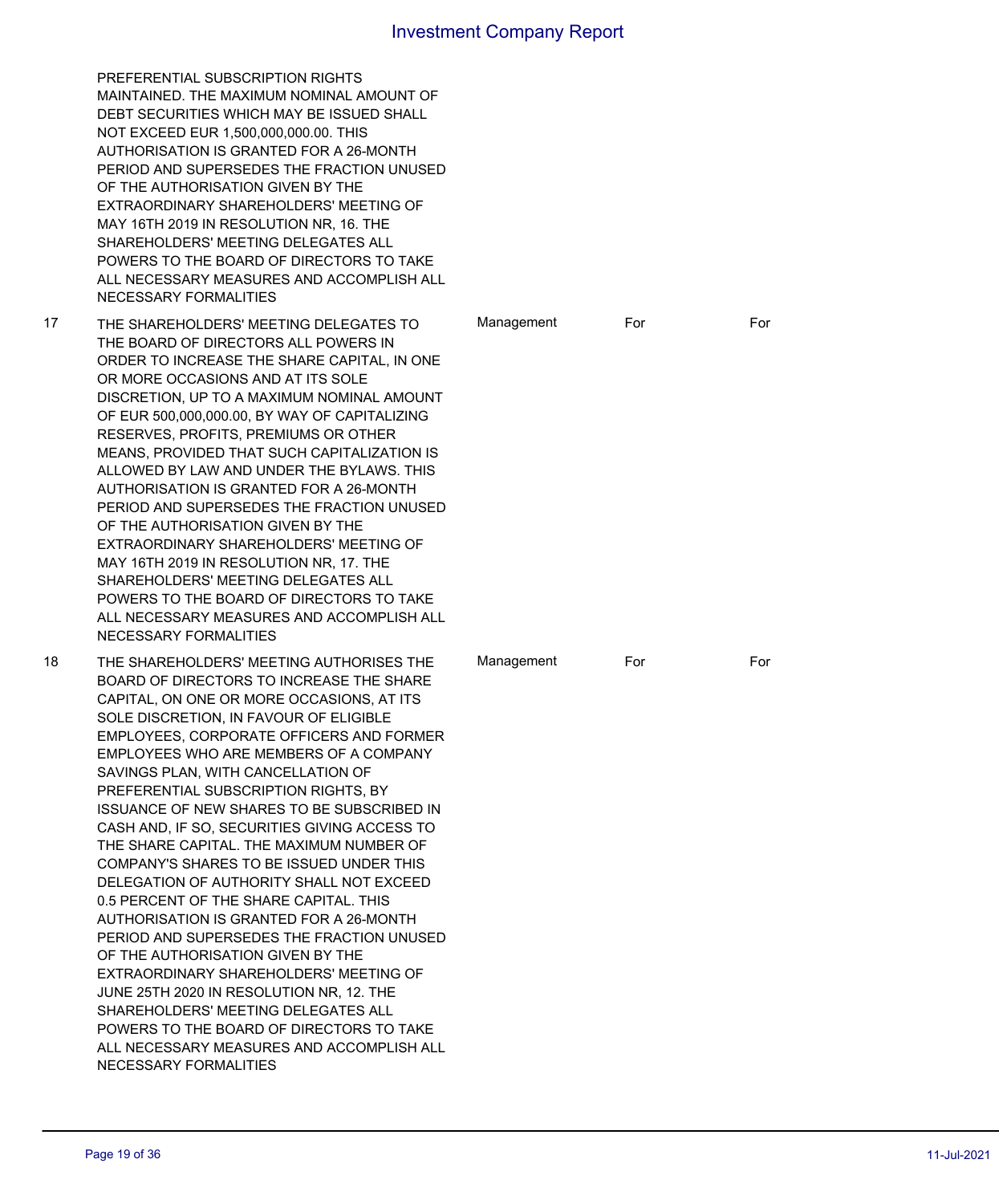|  |  |  |  |  |
|---|---|---|---|---|
|  | PREFERENTIAL SUBSCRIPTION RIGHTS MAINTAINED. THE MAXIMUM NOMINAL AMOUNT OF DEBT SECURITIES WHICH MAY BE ISSUED SHALL NOT EXCEED EUR 1,500,000,000.00. THIS AUTHORISATION IS GRANTED FOR A 26-MONTH PERIOD AND SUPERSEDES THE FRACTION UNUSED OF THE AUTHORISATION GIVEN BY THE EXTRAORDINARY SHAREHOLDERS' MEETING OF MAY 16TH 2019 IN RESOLUTION NR, 16. THE SHAREHOLDERS' MEETING DELEGATES ALL POWERS TO THE BOARD OF DIRECTORS TO TAKE ALL NECESSARY MEASURES AND ACCOMPLISH ALL NECESSARY FORMALITIES |  |  |  |
| 17 | THE SHAREHOLDERS' MEETING DELEGATES TO THE BOARD OF DIRECTORS ALL POWERS IN ORDER TO INCREASE THE SHARE CAPITAL, IN ONE OR MORE OCCASIONS AND AT ITS SOLE DISCRETION, UP TO A MAXIMUM NOMINAL AMOUNT OF EUR 500,000,000.00, BY WAY OF CAPITALIZING RESERVES, PROFITS, PREMIUMS OR OTHER MEANS, PROVIDED THAT SUCH CAPITALIZATION IS ALLOWED BY LAW AND UNDER THE BYLAWS. THIS AUTHORISATION IS GRANTED FOR A 26-MONTH PERIOD AND SUPERSEDES THE FRACTION UNUSED OF THE AUTHORISATION GIVEN BY THE EXTRAORDINARY SHAREHOLDERS' MEETING OF MAY 16TH 2019 IN RESOLUTION NR, 17. THE SHAREHOLDERS' MEETING DELEGATES ALL POWERS TO THE BOARD OF DIRECTORS TO TAKE ALL NECESSARY MEASURES AND ACCOMPLISH ALL NECESSARY FORMALITIES | Management | For | For |
| 18 | THE SHAREHOLDERS' MEETING AUTHORISES THE BOARD OF DIRECTORS TO INCREASE THE SHARE CAPITAL, ON ONE OR MORE OCCASIONS, AT ITS SOLE DISCRETION, IN FAVOUR OF ELIGIBLE EMPLOYEES, CORPORATE OFFICERS AND FORMER EMPLOYEES WHO ARE MEMBERS OF A COMPANY SAVINGS PLAN, WITH CANCELLATION OF PREFERENTIAL SUBSCRIPTION RIGHTS, BY ISSUANCE OF NEW SHARES TO BE SUBSCRIBED IN CASH AND, IF SO, SECURITIES GIVING ACCESS TO THE SHARE CAPITAL. THE MAXIMUM NUMBER OF COMPANY'S SHARES TO BE ISSUED UNDER THIS DELEGATION OF AUTHORITY SHALL NOT EXCEED 0.5 PERCENT OF THE SHARE CAPITAL. THIS AUTHORISATION IS GRANTED FOR A 26-MONTH PERIOD AND SUPERSEDES THE FRACTION UNUSED OF THE AUTHORISATION GIVEN BY THE EXTRAORDINARY SHAREHOLDERS' MEETING OF JUNE 25TH 2020 IN RESOLUTION NR, 12. THE SHAREHOLDERS' MEETING DELEGATES ALL POWERS TO THE BOARD OF DIRECTORS TO TAKE ALL NECESSARY MEASURES AND ACCOMPLISH ALL NECESSARY FORMALITIES | Management | For | For |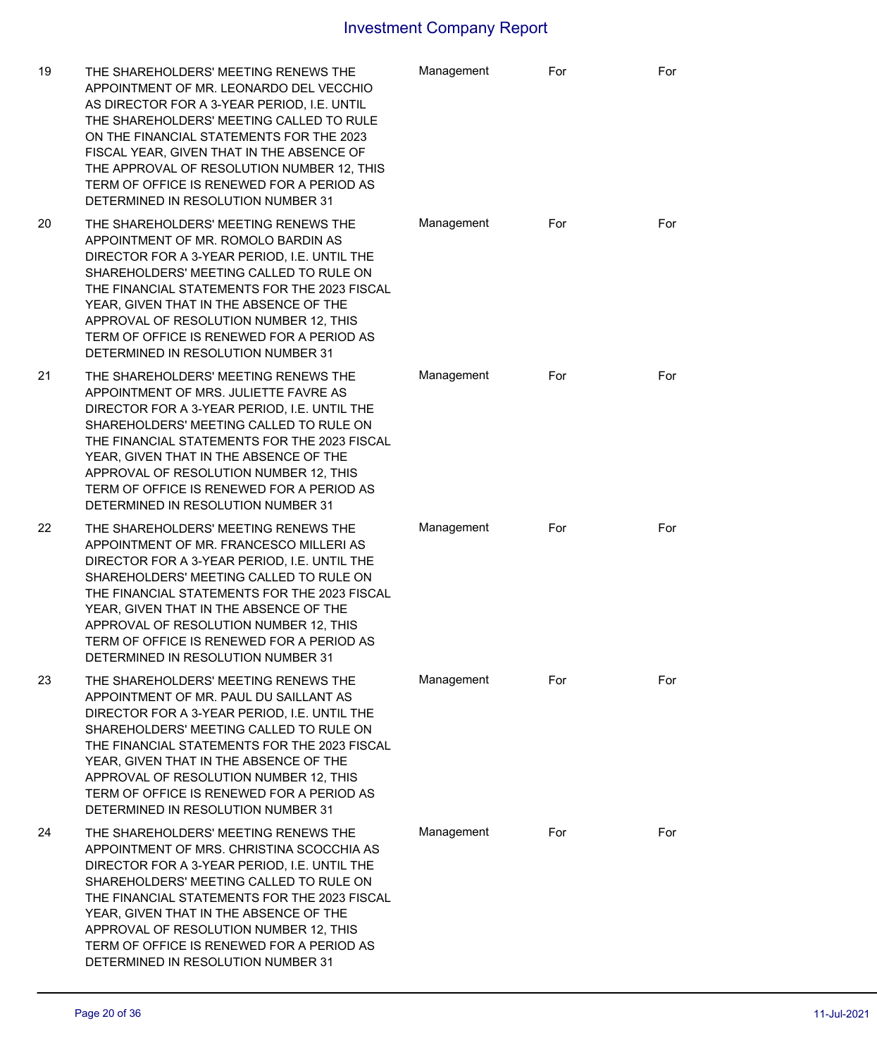| | | | | |
|---|---|---|---|---|
| 19 | THE SHAREHOLDERS' MEETING RENEWS THE APPOINTMENT OF MR. LEONARDO DEL VECCHIO AS DIRECTOR FOR A 3-YEAR PERIOD, I.E. UNTIL THE SHAREHOLDERS' MEETING CALLED TO RULE ON THE FINANCIAL STATEMENTS FOR THE 2023 FISCAL YEAR, GIVEN THAT IN THE ABSENCE OF THE APPROVAL OF RESOLUTION NUMBER 12, THIS TERM OF OFFICE IS RENEWED FOR A PERIOD AS DETERMINED IN RESOLUTION NUMBER 31 | Management | For | For |
| 20 | THE SHAREHOLDERS' MEETING RENEWS THE APPOINTMENT OF MR. ROMOLO BARDIN AS DIRECTOR FOR A 3-YEAR PERIOD, I.E. UNTIL THE SHAREHOLDERS' MEETING CALLED TO RULE ON THE FINANCIAL STATEMENTS FOR THE 2023 FISCAL YEAR, GIVEN THAT IN THE ABSENCE OF THE APPROVAL OF RESOLUTION NUMBER 12, THIS TERM OF OFFICE IS RENEWED FOR A PERIOD AS DETERMINED IN RESOLUTION NUMBER 31 | Management | For | For |
| 21 | THE SHAREHOLDERS' MEETING RENEWS THE APPOINTMENT OF MRS. JULIETTE FAVRE AS DIRECTOR FOR A 3-YEAR PERIOD, I.E. UNTIL THE SHAREHOLDERS' MEETING CALLED TO RULE ON THE FINANCIAL STATEMENTS FOR THE 2023 FISCAL YEAR, GIVEN THAT IN THE ABSENCE OF THE APPROVAL OF RESOLUTION NUMBER 12, THIS TERM OF OFFICE IS RENEWED FOR A PERIOD AS DETERMINED IN RESOLUTION NUMBER 31 | Management | For | For |
| 22 | THE SHAREHOLDERS' MEETING RENEWS THE APPOINTMENT OF MR. FRANCESCO MILLERI AS DIRECTOR FOR A 3-YEAR PERIOD, I.E. UNTIL THE SHAREHOLDERS' MEETING CALLED TO RULE ON THE FINANCIAL STATEMENTS FOR THE 2023 FISCAL YEAR, GIVEN THAT IN THE ABSENCE OF THE APPROVAL OF RESOLUTION NUMBER 12, THIS TERM OF OFFICE IS RENEWED FOR A PERIOD AS DETERMINED IN RESOLUTION NUMBER 31 | Management | For | For |
| 23 | THE SHAREHOLDERS' MEETING RENEWS THE APPOINTMENT OF MR. PAUL DU SAILLANT AS DIRECTOR FOR A 3-YEAR PERIOD, I.E. UNTIL THE SHAREHOLDERS' MEETING CALLED TO RULE ON THE FINANCIAL STATEMENTS FOR THE 2023 FISCAL YEAR, GIVEN THAT IN THE ABSENCE OF THE APPROVAL OF RESOLUTION NUMBER 12, THIS TERM OF OFFICE IS RENEWED FOR A PERIOD AS DETERMINED IN RESOLUTION NUMBER 31 | Management | For | For |
| 24 | THE SHAREHOLDERS' MEETING RENEWS THE APPOINTMENT OF MRS. CHRISTINA SCOCCHIA AS DIRECTOR FOR A 3-YEAR PERIOD, I.E. UNTIL THE SHAREHOLDERS' MEETING CALLED TO RULE ON THE FINANCIAL STATEMENTS FOR THE 2023 FISCAL YEAR, GIVEN THAT IN THE ABSENCE OF THE APPROVAL OF RESOLUTION NUMBER 12, THIS TERM OF OFFICE IS RENEWED FOR A PERIOD AS DETERMINED IN RESOLUTION NUMBER 31 | Management | For | For |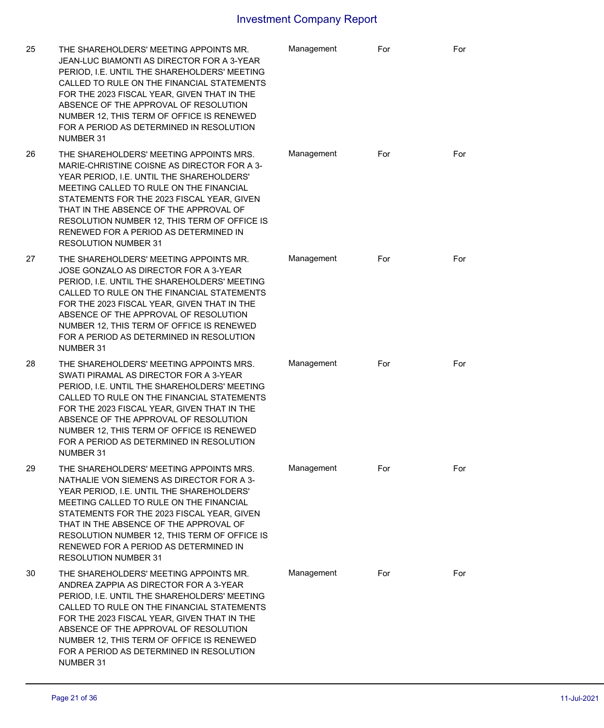| 25 | THE SHAREHOLDERS' MEETING APPOINTS MR. JEAN-LUC BIAMONTI AS DIRECTOR FOR A 3-YEAR PERIOD, I.E. UNTIL THE SHAREHOLDERS' MEETING CALLED TO RULE ON THE FINANCIAL STATEMENTS FOR THE 2023 FISCAL YEAR, GIVEN THAT IN THE ABSENCE OF THE APPROVAL OF RESOLUTION NUMBER 12, THIS TERM OF OFFICE IS RENEWED FOR A PERIOD AS DETERMINED IN RESOLUTION NUMBER 31 | Management | For | For |
|---|---|---|---|---|
| 26 | THE SHAREHOLDERS' MEETING APPOINTS MRS. MARIE-CHRISTINE COISNE AS DIRECTOR FOR A 3-YEAR PERIOD, I.E. UNTIL THE SHAREHOLDERS' MEETING CALLED TO RULE ON THE FINANCIAL STATEMENTS FOR THE 2023 FISCAL YEAR, GIVEN THAT IN THE ABSENCE OF THE APPROVAL OF RESOLUTION NUMBER 12, THIS TERM OF OFFICE IS RENEWED FOR A PERIOD AS DETERMINED IN RESOLUTION NUMBER 31 | Management | For | For |
| 27 | THE SHAREHOLDERS' MEETING APPOINTS MR. JOSE GONZALO AS DIRECTOR FOR A 3-YEAR PERIOD, I.E. UNTIL THE SHAREHOLDERS' MEETING CALLED TO RULE ON THE FINANCIAL STATEMENTS FOR THE 2023 FISCAL YEAR, GIVEN THAT IN THE ABSENCE OF THE APPROVAL OF RESOLUTION NUMBER 12, THIS TERM OF OFFICE IS RENEWED FOR A PERIOD AS DETERMINED IN RESOLUTION NUMBER 31 | Management | For | For |
| 28 | THE SHAREHOLDERS' MEETING APPOINTS MRS. SWATI PIRAMAL AS DIRECTOR FOR A 3-YEAR PERIOD, I.E. UNTIL THE SHAREHOLDERS' MEETING CALLED TO RULE ON THE FINANCIAL STATEMENTS FOR THE 2023 FISCAL YEAR, GIVEN THAT IN THE ABSENCE OF THE APPROVAL OF RESOLUTION NUMBER 12, THIS TERM OF OFFICE IS RENEWED FOR A PERIOD AS DETERMINED IN RESOLUTION NUMBER 31 | Management | For | For |
| 29 | THE SHAREHOLDERS' MEETING APPOINTS MRS. NATHALIE VON SIEMENS AS DIRECTOR FOR A 3-YEAR PERIOD, I.E. UNTIL THE SHAREHOLDERS' MEETING CALLED TO RULE ON THE FINANCIAL STATEMENTS FOR THE 2023 FISCAL YEAR, GIVEN THAT IN THE ABSENCE OF THE APPROVAL OF RESOLUTION NUMBER 12, THIS TERM OF OFFICE IS RENEWED FOR A PERIOD AS DETERMINED IN RESOLUTION NUMBER 31 | Management | For | For |
| 30 | THE SHAREHOLDERS' MEETING APPOINTS MR. ANDREA ZAPPIA AS DIRECTOR FOR A 3-YEAR PERIOD, I.E. UNTIL THE SHAREHOLDERS' MEETING CALLED TO RULE ON THE FINANCIAL STATEMENTS FOR THE 2023 FISCAL YEAR, GIVEN THAT IN THE ABSENCE OF THE APPROVAL OF RESOLUTION NUMBER 12, THIS TERM OF OFFICE IS RENEWED FOR A PERIOD AS DETERMINED IN RESOLUTION NUMBER 31 | Management | For | For |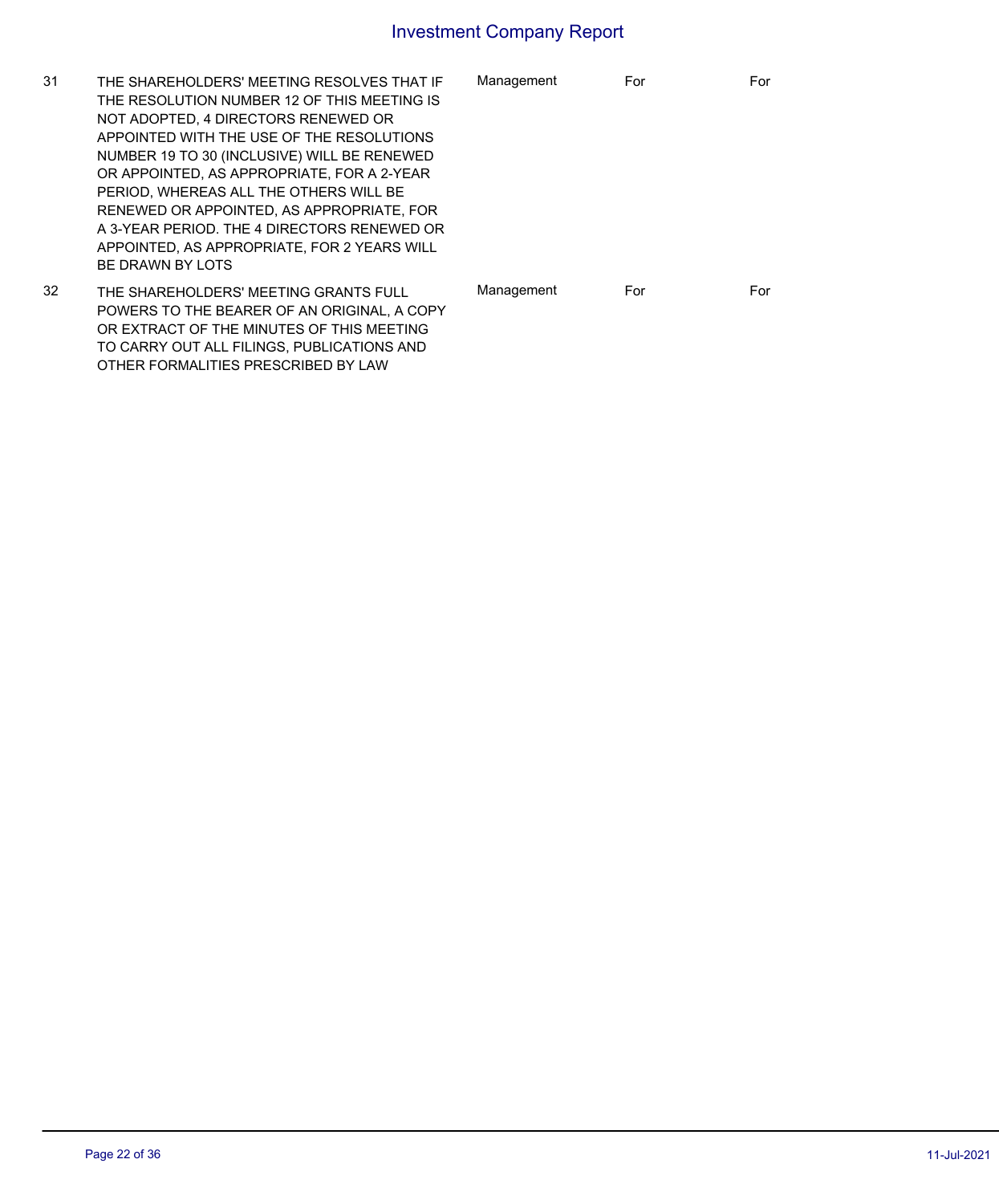| | | | | |
|---|---|---|---|---|
| 31 | THE SHAREHOLDERS' MEETING RESOLVES THAT IF THE RESOLUTION NUMBER 12 OF THIS MEETING IS NOT ADOPTED, 4 DIRECTORS RENEWED OR APPOINTED WITH THE USE OF THE RESOLUTIONS NUMBER 19 TO 30 (INCLUSIVE) WILL BE RENEWED OR APPOINTED, AS APPROPRIATE, FOR A 2-YEAR PERIOD, WHEREAS ALL THE OTHERS WILL BE RENEWED OR APPOINTED, AS APPROPRIATE, FOR A 3-YEAR PERIOD. THE 4 DIRECTORS RENEWED OR APPOINTED, AS APPROPRIATE, FOR 2 YEARS WILL BE DRAWN BY LOTS | Management | For | For |
| 32 | THE SHAREHOLDERS' MEETING GRANTS FULL POWERS TO THE BEARER OF AN ORIGINAL, A COPY OR EXTRACT OF THE MINUTES OF THIS MEETING TO CARRY OUT ALL FILINGS, PUBLICATIONS AND OTHER FORMALITIES PRESCRIBED BY LAW | Management | For | For |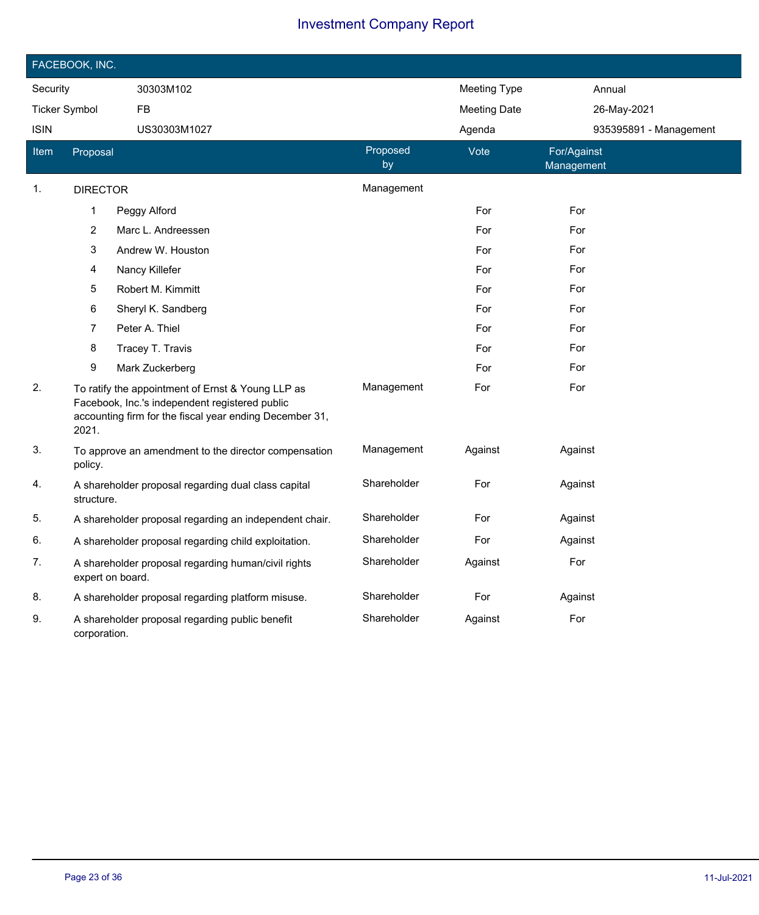# Investment Company Report

## FACEBOOK, INC.

| | | | |
|---|---|---|---|
| Security | 30303M102 | Meeting Type | Annual |
| Ticker Symbol | FB | Meeting Date | 26-May-2021 |
| ISIN | US30303M1027 | Agenda | 935395891 - Management |

| Item | Proposal | Proposed by | Vote | For/Against Management |
|---|---|---|---|---|
| 1. | DIRECTOR | Management | | |
| | 1 Peggy Alford | | For | For |
| | 2 Marc L. Andreessen | | For | For |
| | 3 Andrew W. Houston | | For | For |
| | 4 Nancy Killefer | | For | For |
| | 5 Robert M. Kimmitt | | For | For |
| | 6 Sheryl K. Sandberg | | For | For |
| | 7 Peter A. Thiel | | For | For |
| | 8 Tracey T. Travis | | For | For |
| | 9 Mark Zuckerberg | | For | For |
| 2. | To ratify the appointment of Ernst & Young LLP as Facebook, Inc.'s independent registered public accounting firm for the fiscal year ending December 31, 2021. | Management | For | For |
| 3. | To approve an amendment to the director compensation policy. | Management | Against | Against |
| 4. | A shareholder proposal regarding dual class capital structure. | Shareholder | For | Against |
| 5. | A shareholder proposal regarding an independent chair. | Shareholder | For | Against |
| 6. | A shareholder proposal regarding child exploitation. | Shareholder | For | Against |
| 7. | A shareholder proposal regarding human/civil rights expert on board. | Shareholder | Against | For |
| 8. | A shareholder proposal regarding platform misuse. | Shareholder | For | Against |
| 9. | A shareholder proposal regarding public benefit corporation. | Shareholder | Against | For |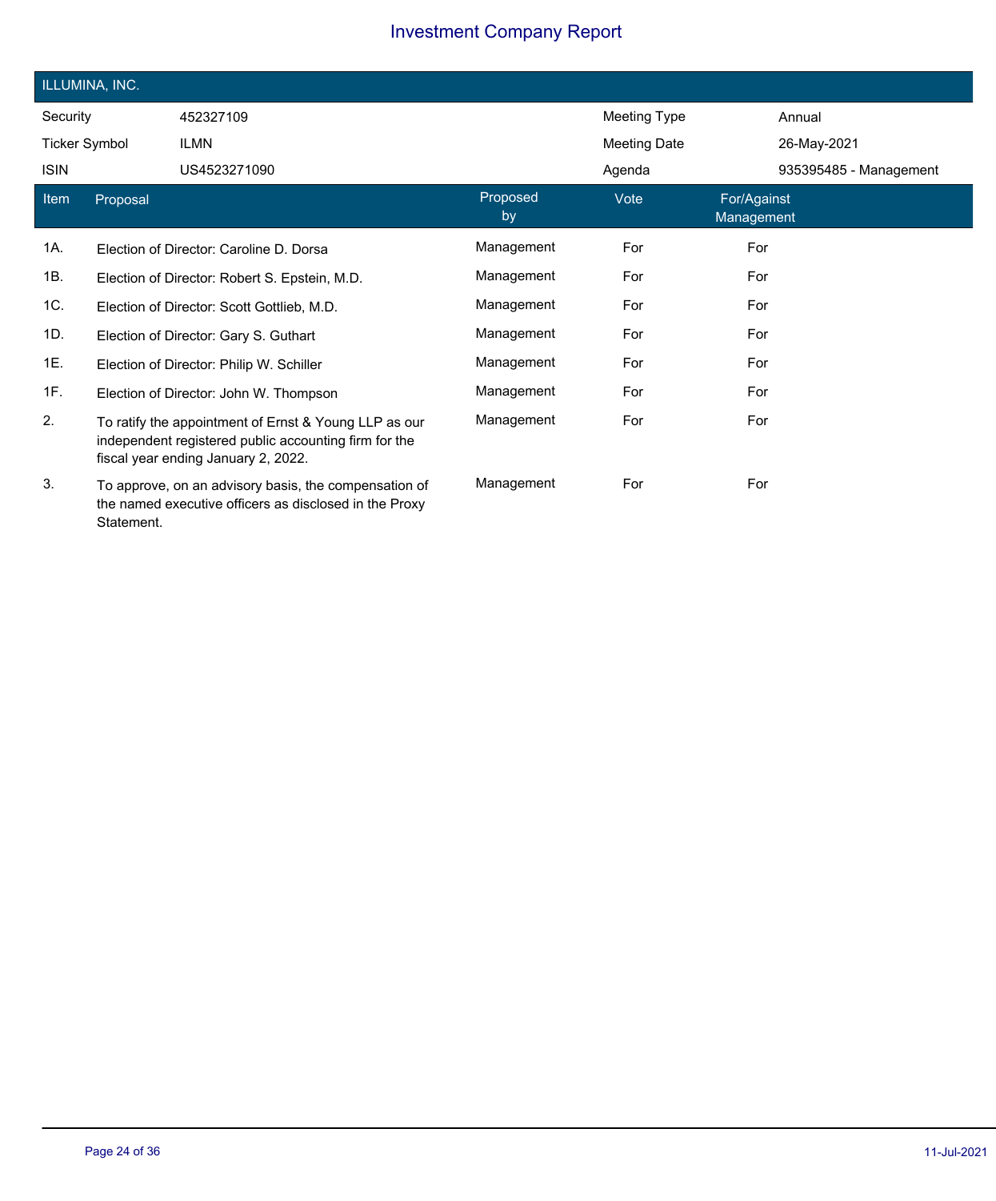# Investment Company Report

## ILLUMINA, INC.

| | | | |
|---|---|---|---|
| Security | 452327109 | Meeting Type | Annual |
| Ticker Symbol | ILMN | Meeting Date | 26-May-2021 |
| ISIN | US4523271090 | Agenda | 935395485 - Management |

| Item | Proposal | Proposed by | Vote | For/Against Management |
|---|---|---|---|---|
| 1A. | Election of Director: Caroline D. Dorsa | Management | For | For |
| 1B. | Election of Director: Robert S. Epstein, M.D. | Management | For | For |
| 1C. | Election of Director: Scott Gottlieb, M.D. | Management | For | For |
| 1D. | Election of Director: Gary S. Guthart | Management | For | For |
| 1E. | Election of Director: Philip W. Schiller | Management | For | For |
| 1F. | Election of Director: John W. Thompson | Management | For | For |
| 2. | To ratify the appointment of Ernst & Young LLP as our independent registered public accounting firm for the fiscal year ending January 2, 2022. | Management | For | For |
| 3. | To approve, on an advisory basis, the compensation of the named executive officers as disclosed in the Proxy Statement. | Management | For | For |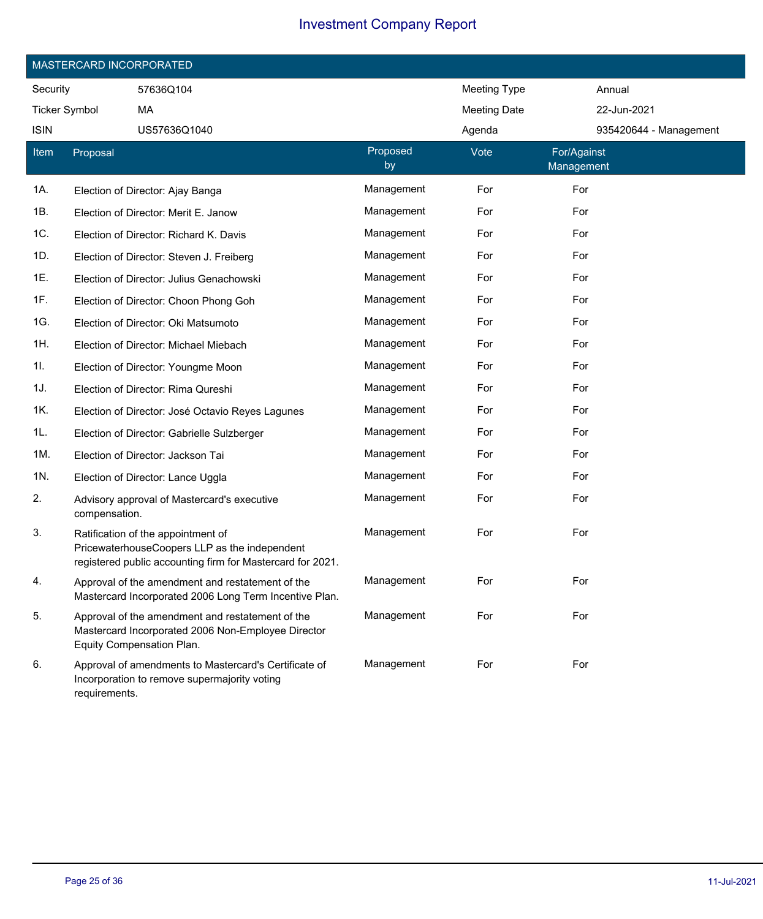# Investment Company Report

## MASTERCARD INCORPORATED

| | | | |
|---|---|---|---|
| Security | 57636Q104 | Meeting Type | Annual |
| Ticker Symbol | MA | Meeting Date | 22-Jun-2021 |
| ISIN | US57636Q1040 | Agenda | 935420644 - Management |

| Item | Proposal | Proposed by | Vote | For/Against Management |
|---|---|---|---|---|
| 1A. | Election of Director: Ajay Banga | Management | For | For |
| 1B. | Election of Director: Merit E. Janow | Management | For | For |
| 1C. | Election of Director: Richard K. Davis | Management | For | For |
| 1D. | Election of Director: Steven J. Freiberg | Management | For | For |
| 1E. | Election of Director: Julius Genachowski | Management | For | For |
| 1F. | Election of Director: Choon Phong Goh | Management | For | For |
| 1G. | Election of Director: Oki Matsumoto | Management | For | For |
| 1H. | Election of Director: Michael Miebach | Management | For | For |
| 1I. | Election of Director: Youngme Moon | Management | For | For |
| 1J. | Election of Director: Rima Qureshi | Management | For | For |
| 1K. | Election of Director: José Octavio Reyes Lagunes | Management | For | For |
| 1L. | Election of Director: Gabrielle Sulzberger | Management | For | For |
| 1M. | Election of Director: Jackson Tai | Management | For | For |
| 1N. | Election of Director: Lance Uggla | Management | For | For |
| 2. | Advisory approval of Mastercard's executive compensation. | Management | For | For |
| 3. | Ratification of the appointment of PricewaterhouseCoopers LLP as the independent registered public accounting firm for Mastercard for 2021. | Management | For | For |
| 4. | Approval of the amendment and restatement of the Mastercard Incorporated 2006 Long Term Incentive Plan. | Management | For | For |
| 5. | Approval of the amendment and restatement of the Mastercard Incorporated 2006 Non-Employee Director Equity Compensation Plan. | Management | For | For |
| 6. | Approval of amendments to Mastercard's Certificate of Incorporation to remove supermajority voting requirements. | Management | For | For |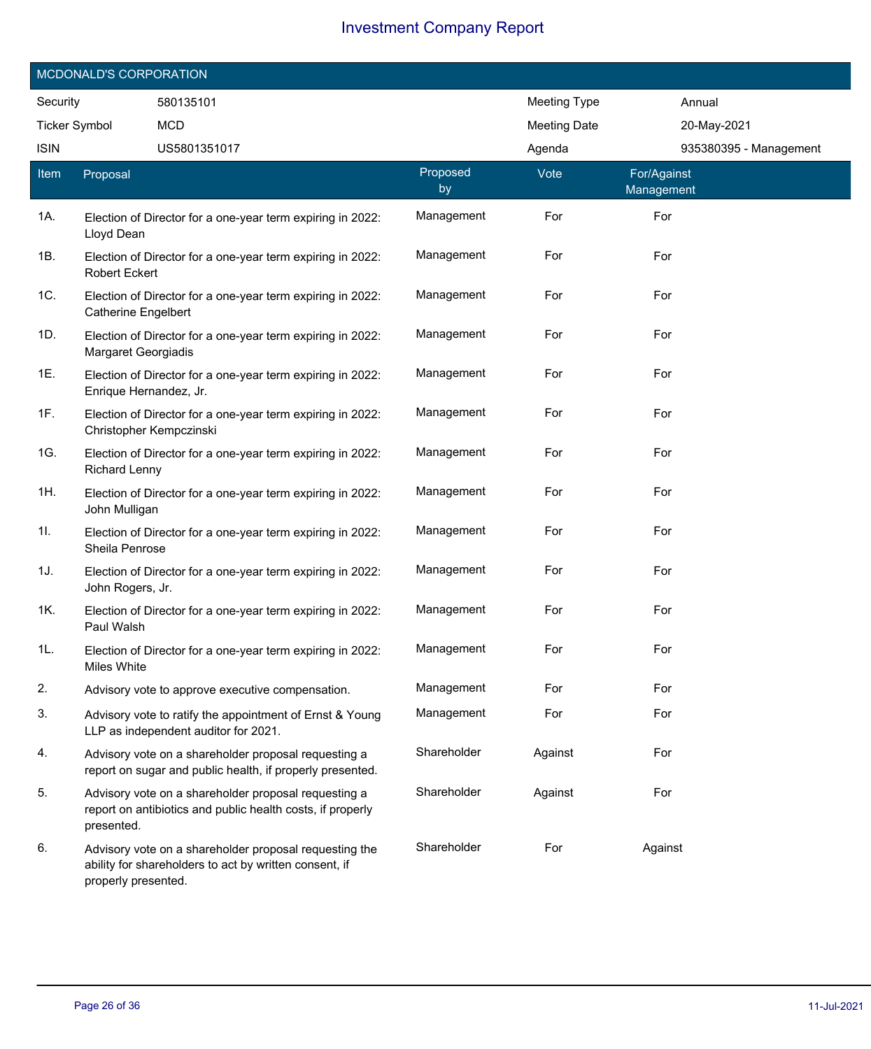# Investment Company Report

## MCDONALD'S CORPORATION

| | | | |
|---|---|---|---|
| Security | 580135101 | Meeting Type | Annual |
| Ticker Symbol | MCD | Meeting Date | 20-May-2021 |
| ISIN | US5801351017 | Agenda | 935380395 - Management |

| Item | Proposal | Proposed by | Vote | For/Against Management |
|---|---|---|---|---|
| 1A. | Election of Director for a one-year term expiring in 2022: Lloyd Dean | Management | For | For |
| 1B. | Election of Director for a one-year term expiring in 2022: Robert Eckert | Management | For | For |
| 1C. | Election of Director for a one-year term expiring in 2022: Catherine Engelbert | Management | For | For |
| 1D. | Election of Director for a one-year term expiring in 2022: Margaret Georgiadis | Management | For | For |
| 1E. | Election of Director for a one-year term expiring in 2022: Enrique Hernandez, Jr. | Management | For | For |
| 1F. | Election of Director for a one-year term expiring in 2022: Christopher Kempczinski | Management | For | For |
| 1G. | Election of Director for a one-year term expiring in 2022: Richard Lenny | Management | For | For |
| 1H. | Election of Director for a one-year term expiring in 2022: John Mulligan | Management | For | For |
| 1I. | Election of Director for a one-year term expiring in 2022: Sheila Penrose | Management | For | For |
| 1J. | Election of Director for a one-year term expiring in 2022: John Rogers, Jr. | Management | For | For |
| 1K. | Election of Director for a one-year term expiring in 2022: Paul Walsh | Management | For | For |
| 1L. | Election of Director for a one-year term expiring in 2022: Miles White | Management | For | For |
| 2. | Advisory vote to approve executive compensation. | Management | For | For |
| 3. | Advisory vote to ratify the appointment of Ernst & Young LLP as independent auditor for 2021. | Management | For | For |
| 4. | Advisory vote on a shareholder proposal requesting a report on sugar and public health, if properly presented. | Shareholder | Against | For |
| 5. | Advisory vote on a shareholder proposal requesting a report on antibiotics and public health costs, if properly presented. | Shareholder | Against | For |
| 6. | Advisory vote on a shareholder proposal requesting the ability for shareholders to act by written consent, if properly presented. | Shareholder | For | Against |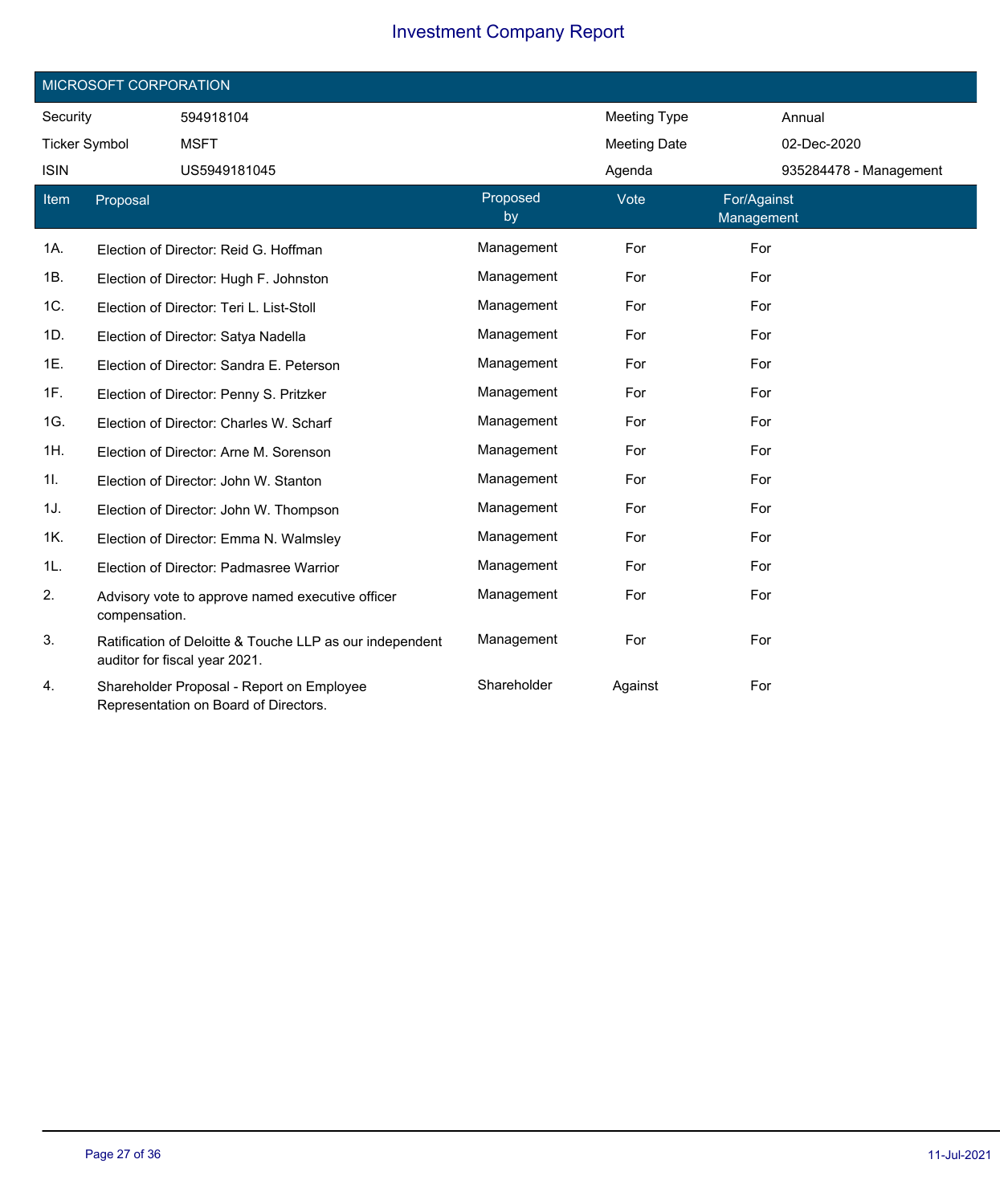## MICROSOFT CORPORATION

| | | | |
|---|---|---|---|
| Security | 594918104 | Meeting Type | Annual |
| Ticker Symbol | MSFT | Meeting Date | 02-Dec-2020 |
| ISIN | US5949181045 | Agenda | 935284478 - Management |

| Item | Proposal | Proposed by | Vote | For/Against Management |
|---|---|---|---|---|
| 1A. | Election of Director: Reid G. Hoffman | Management | For | For |
| 1B. | Election of Director: Hugh F. Johnston | Management | For | For |
| 1C. | Election of Director: Teri L. List-Stoll | Management | For | For |
| 1D. | Election of Director: Satya Nadella | Management | For | For |
| 1E. | Election of Director: Sandra E. Peterson | Management | For | For |
| 1F. | Election of Director: Penny S. Pritzker | Management | For | For |
| 1G. | Election of Director: Charles W. Scharf | Management | For | For |
| 1H. | Election of Director: Arne M. Sorenson | Management | For | For |
| 1I. | Election of Director: John W. Stanton | Management | For | For |
| 1J. | Election of Director: John W. Thompson | Management | For | For |
| 1K. | Election of Director: Emma N. Walmsley | Management | For | For |
| 1L. | Election of Director: Padmasree Warrior | Management | For | For |
| 2. | Advisory vote to approve named executive officer compensation. | Management | For | For |
| 3. | Ratification of Deloitte & Touche LLP as our independent auditor for fiscal year 2021. | Management | For | For |
| 4. | Shareholder Proposal - Report on Employee Representation on Board of Directors. | Shareholder | Against | For |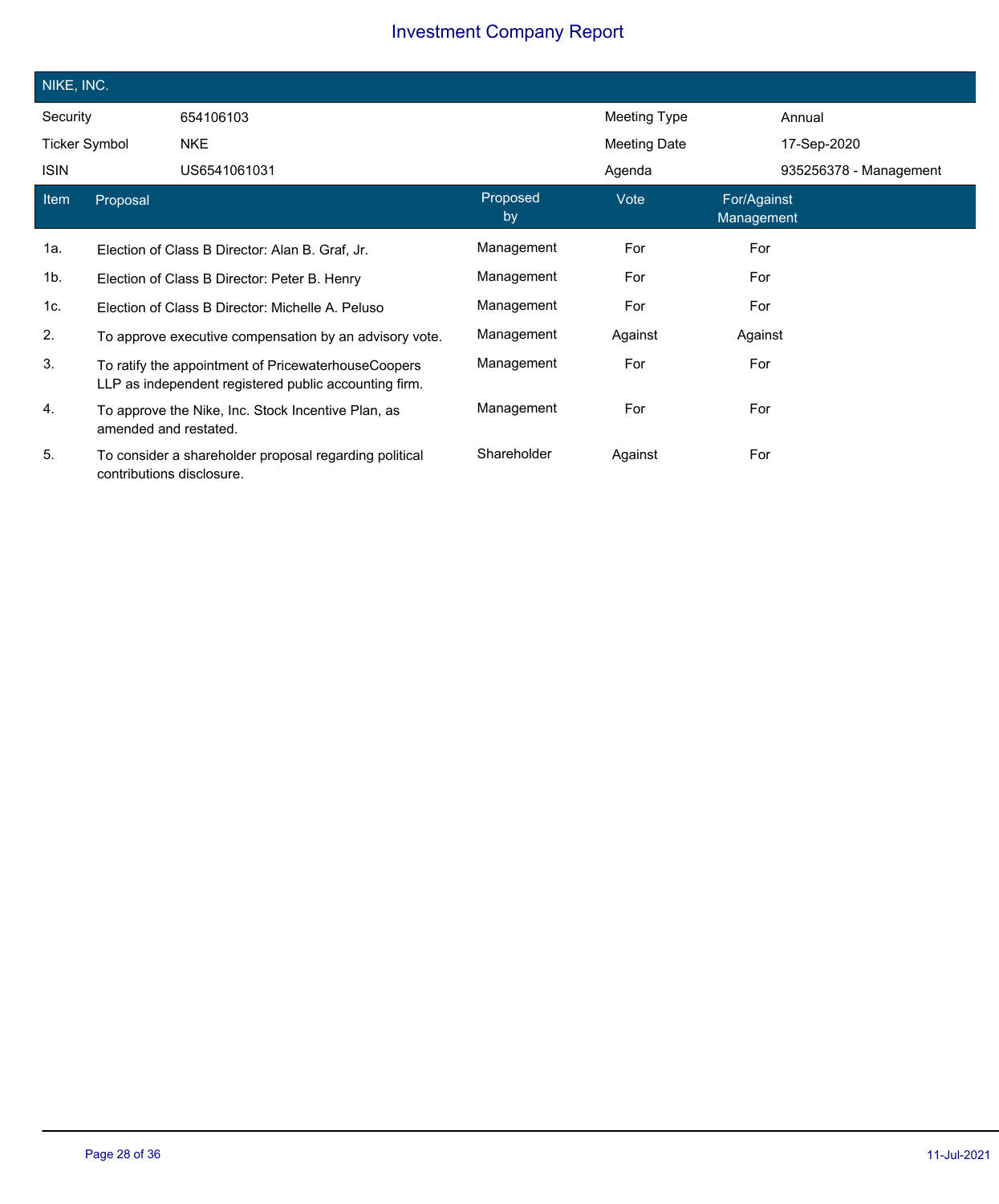# Investment Company Report

## NIKE, INC.

| | | | |
|---|---|---|---|
| Security | 654106103 | Meeting Type | Annual |
| Ticker Symbol | NKE | Meeting Date | 17-Sep-2020 |
| ISIN | US6541061031 | Agenda | 935256378 - Management |

| Item | Proposal | Proposed by | Vote | For/Against Management |
|---|---|---|---|---|
| 1a. | Election of Class B Director: Alan B. Graf, Jr. | Management | For | For |
| 1b. | Election of Class B Director: Peter B. Henry | Management | For | For |
| 1c. | Election of Class B Director: Michelle A. Peluso | Management | For | For |
| 2. | To approve executive compensation by an advisory vote. | Management | Against | Against |
| 3. | To ratify the appointment of PricewaterhouseCoopers LLP as independent registered public accounting firm. | Management | For | For |
| 4. | To approve the Nike, Inc. Stock Incentive Plan, as amended and restated. | Management | For | For |
| 5. | To consider a shareholder proposal regarding political contributions disclosure. | Shareholder | Against | For |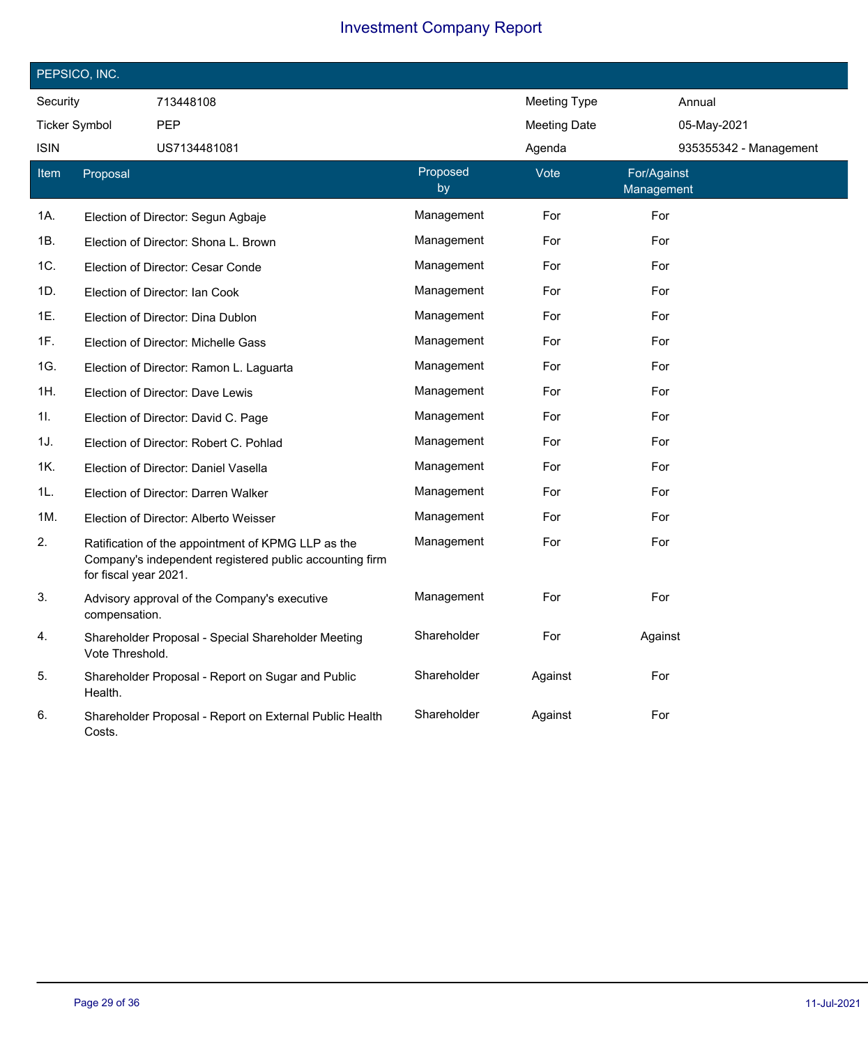# Investment Company Report

## PEPSICO, INC.

| | | | |
|---|---|---|---|
| Security | 713448108 | Meeting Type | Annual |
| Ticker Symbol | PEP | Meeting Date | 05-May-2021 |
| ISIN | US7134481081 | Agenda | 935355342 - Management |

| Item | Proposal | Proposed by | Vote | For/Against Management |
|---|---|---|---|---|
| 1A. | Election of Director: Segun Agbaje | Management | For | For |
| 1B. | Election of Director: Shona L. Brown | Management | For | For |
| 1C. | Election of Director: Cesar Conde | Management | For | For |
| 1D. | Election of Director: Ian Cook | Management | For | For |
| 1E. | Election of Director: Dina Dublon | Management | For | For |
| 1F. | Election of Director: Michelle Gass | Management | For | For |
| 1G. | Election of Director: Ramon L. Laguarta | Management | For | For |
| 1H. | Election of Director: Dave Lewis | Management | For | For |
| 1I. | Election of Director: David C. Page | Management | For | For |
| 1J. | Election of Director: Robert C. Pohlad | Management | For | For |
| 1K. | Election of Director: Daniel Vasella | Management | For | For |
| 1L. | Election of Director: Darren Walker | Management | For | For |
| 1M. | Election of Director: Alberto Weisser | Management | For | For |
| 2. | Ratification of the appointment of KPMG LLP as the Company's independent registered public accounting firm for fiscal year 2021. | Management | For | For |
| 3. | Advisory approval of the Company's executive compensation. | Management | For | For |
| 4. | Shareholder Proposal - Special Shareholder Meeting Vote Threshold. | Shareholder | For | Against |
| 5. | Shareholder Proposal - Report on Sugar and Public Health. | Shareholder | Against | For |
| 6. | Shareholder Proposal - Report on External Public Health Costs. | Shareholder | Against | For |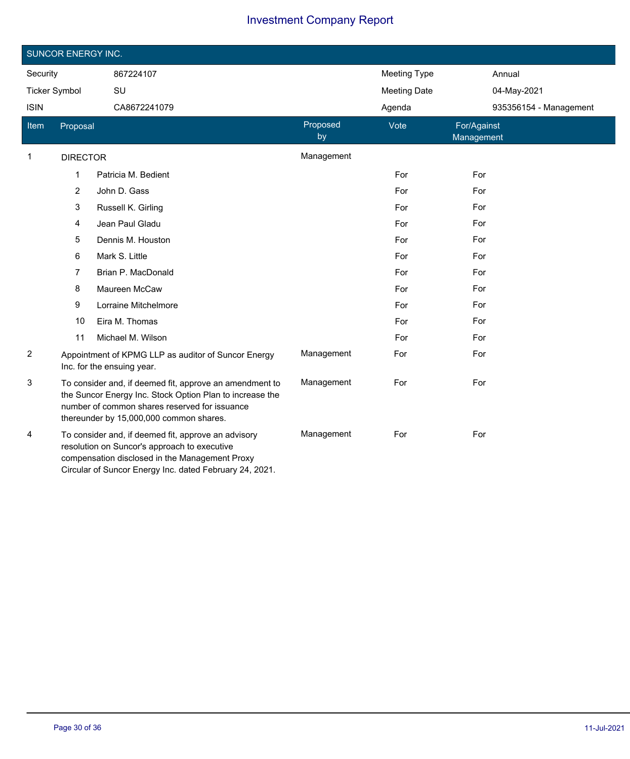# Investment Company Report

## SUNCOR ENERGY INC.

| | | | |
|---|---|---|---|
| Security | 867224107 | Meeting Type | Annual |
| Ticker Symbol | SU | Meeting Date | 04-May-2021 |
| ISIN | CA8672241079 | Agenda | 935356154 - Management |

| Item | Proposal | Proposed by | Vote | For/Against Management |
|---|---|---|---|---|
| 1 | DIRECTOR | Management | | |
| | 1 Patricia M. Bedient | | For | For |
| | 2 John D. Gass | | For | For |
| | 3 Russell K. Girling | | For | For |
| | 4 Jean Paul Gladu | | For | For |
| | 5 Dennis M. Houston | | For | For |
| | 6 Mark S. Little | | For | For |
| | 7 Brian P. MacDonald | | For | For |
| | 8 Maureen McCaw | | For | For |
| | 9 Lorraine Mitchelmore | | For | For |
| | 10 Eira M. Thomas | | For | For |
| | 11 Michael M. Wilson | | For | For |
| 2 | Appointment of KPMG LLP as auditor of Suncor Energy Inc. for the ensuing year. | Management | For | For |
| 3 | To consider and, if deemed fit, approve an amendment to the Suncor Energy Inc. Stock Option Plan to increase the number of common shares reserved for issuance thereunder by 15,000,000 common shares. | Management | For | For |
| 4 | To consider and, if deemed fit, approve an advisory resolution on Suncor's approach to executive compensation disclosed in the Management Proxy Circular of Suncor Energy Inc. dated February 24, 2021. | Management | For | For |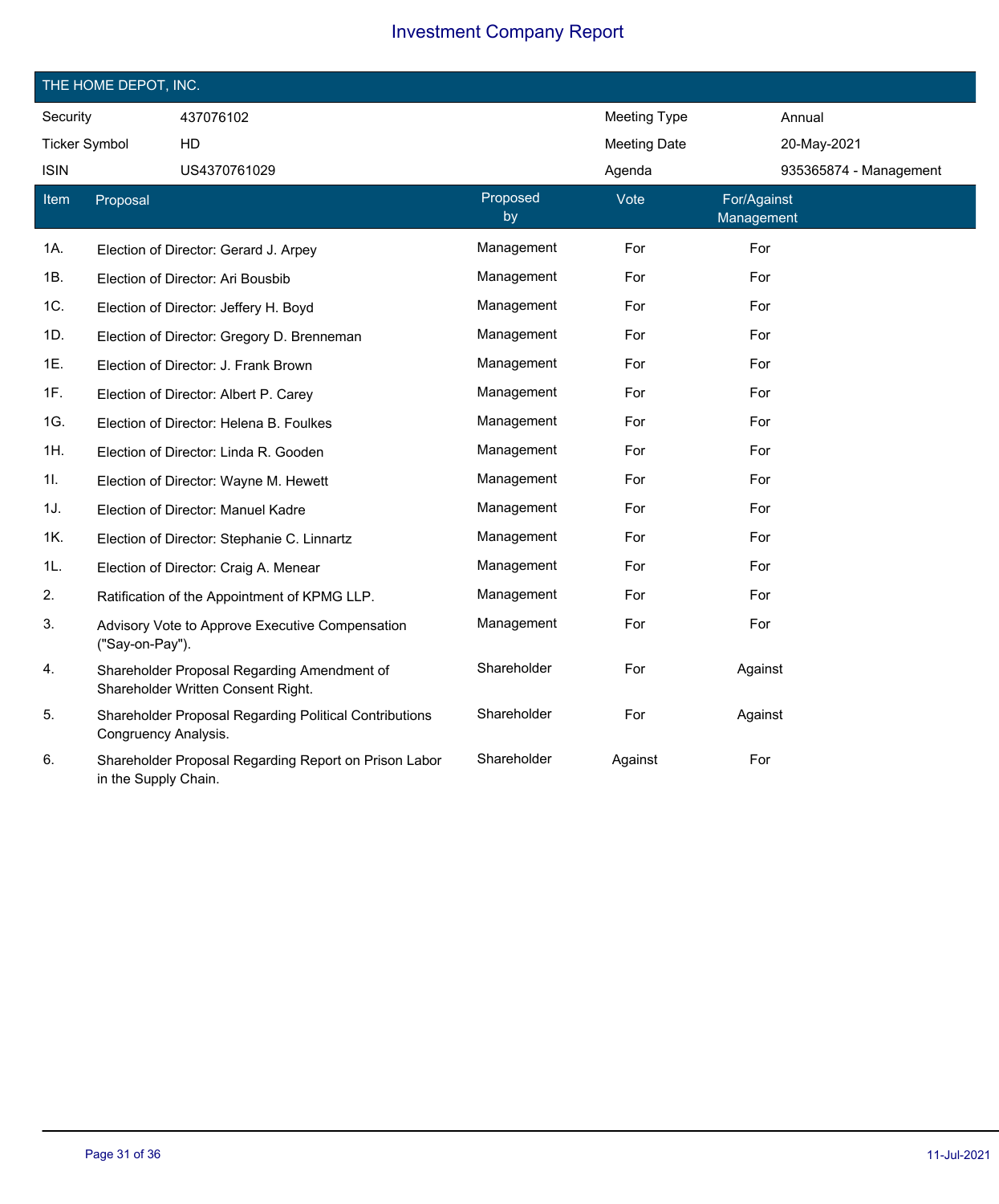# Investment Company Report

## THE HOME DEPOT, INC.

| | | | |
|---|---|---|---|
| Security | 437076102 | Meeting Type | Annual |
| Ticker Symbol | HD | Meeting Date | 20-May-2021 |
| ISIN | US4370761029 | Agenda | 935365874 - Management |

| Item | Proposal | Proposed by | Vote | For/Against Management |
|---|---|---|---|---|
| 1A. | Election of Director: Gerard J. Arpey | Management | For | For |
| 1B. | Election of Director: Ari Bousbib | Management | For | For |
| 1C. | Election of Director: Jeffery H. Boyd | Management | For | For |
| 1D. | Election of Director: Gregory D. Brenneman | Management | For | For |
| 1E. | Election of Director: J. Frank Brown | Management | For | For |
| 1F. | Election of Director: Albert P. Carey | Management | For | For |
| 1G. | Election of Director: Helena B. Foulkes | Management | For | For |
| 1H. | Election of Director: Linda R. Gooden | Management | For | For |
| 1I. | Election of Director: Wayne M. Hewett | Management | For | For |
| 1J. | Election of Director: Manuel Kadre | Management | For | For |
| 1K. | Election of Director: Stephanie C. Linnartz | Management | For | For |
| 1L. | Election of Director: Craig A. Menear | Management | For | For |
| 2. | Ratification of the Appointment of KPMG LLP. | Management | For | For |
| 3. | Advisory Vote to Approve Executive Compensation ("Say-on-Pay"). | Management | For | For |
| 4. | Shareholder Proposal Regarding Amendment of Shareholder Written Consent Right. | Shareholder | For | Against |
| 5. | Shareholder Proposal Regarding Political Contributions Congruency Analysis. | Shareholder | For | Against |
| 6. | Shareholder Proposal Regarding Report on Prison Labor in the Supply Chain. | Shareholder | Against | For |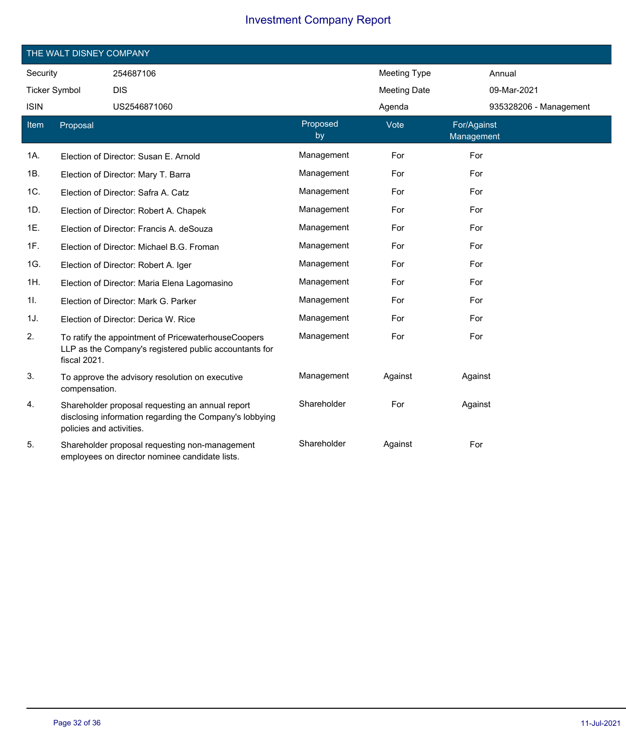# Investment Company Report

## THE WALT DISNEY COMPANY

| Security | 254687106 | Meeting Type | Annual |
|---|---|---|---|
| Ticker Symbol | DIS | Meeting Date | 09-Mar-2021 |
| ISIN | US2546871060 | Agenda | 935328206 - Management |

| Item | Proposal | Proposed by | Vote | For/Against Management |
|---|---|---|---|---|
| 1A. | Election of Director: Susan E. Arnold | Management | For | For |
| 1B. | Election of Director: Mary T. Barra | Management | For | For |
| 1C. | Election of Director: Safra A. Catz | Management | For | For |
| 1D. | Election of Director: Robert A. Chapek | Management | For | For |
| 1E. | Election of Director: Francis A. deSouza | Management | For | For |
| 1F. | Election of Director: Michael B.G. Froman | Management | For | For |
| 1G. | Election of Director: Robert A. Iger | Management | For | For |
| 1H. | Election of Director: Maria Elena Lagomasino | Management | For | For |
| 1I. | Election of Director: Mark G. Parker | Management | For | For |
| 1J. | Election of Director: Derica W. Rice | Management | For | For |
| 2. | To ratify the appointment of PricewaterhouseCoopers LLP as the Company's registered public accountants for fiscal 2021. | Management | For | For |
| 3. | To approve the advisory resolution on executive compensation. | Management | Against | Against |
| 4. | Shareholder proposal requesting an annual report disclosing information regarding the Company's lobbying policies and activities. | Shareholder | For | Against |
| 5. | Shareholder proposal requesting non-management employees on director nominee candidate lists. | Shareholder | Against | For |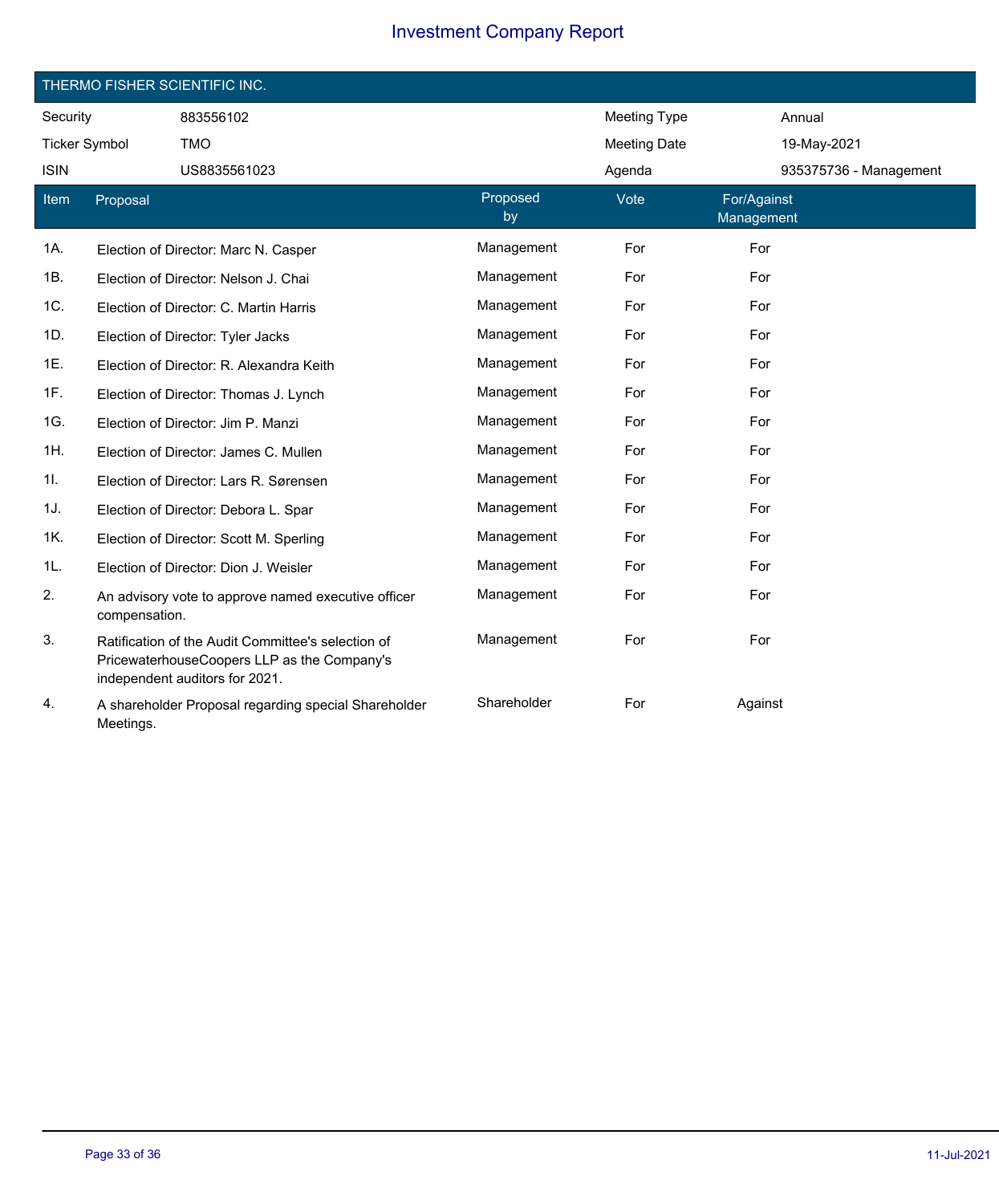# Investment Company Report

## THERMO FISHER SCIENTIFIC INC.

| | | | |
|---|---|---|---|
| Security | 883556102 | Meeting Type | Annual |
| Ticker Symbol | TMO | Meeting Date | 19-May-2021 |
| ISIN | US8835561023 | Agenda | 935375736 - Management |

| Item | Proposal | Proposed by | Vote | For/Against Management |
|---|---|---|---|---|
| 1A. | Election of Director: Marc N. Casper | Management | For | For |
| 1B. | Election of Director: Nelson J. Chai | Management | For | For |
| 1C. | Election of Director: C. Martin Harris | Management | For | For |
| 1D. | Election of Director: Tyler Jacks | Management | For | For |
| 1E. | Election of Director: R. Alexandra Keith | Management | For | For |
| 1F. | Election of Director: Thomas J. Lynch | Management | For | For |
| 1G. | Election of Director: Jim P. Manzi | Management | For | For |
| 1H. | Election of Director: James C. Mullen | Management | For | For |
| 1I. | Election of Director: Lars R. Sørensen | Management | For | For |
| 1J. | Election of Director: Debora L. Spar | Management | For | For |
| 1K. | Election of Director: Scott M. Sperling | Management | For | For |
| 1L. | Election of Director: Dion J. Weisler | Management | For | For |
| 2. | An advisory vote to approve named executive officer compensation. | Management | For | For |
| 3. | Ratification of the Audit Committee's selection of PricewaterhouseCoopers LLP as the Company's independent auditors for 2021. | Management | For | For |
| 4. | A shareholder Proposal regarding special Shareholder Meetings. | Shareholder | For | Against |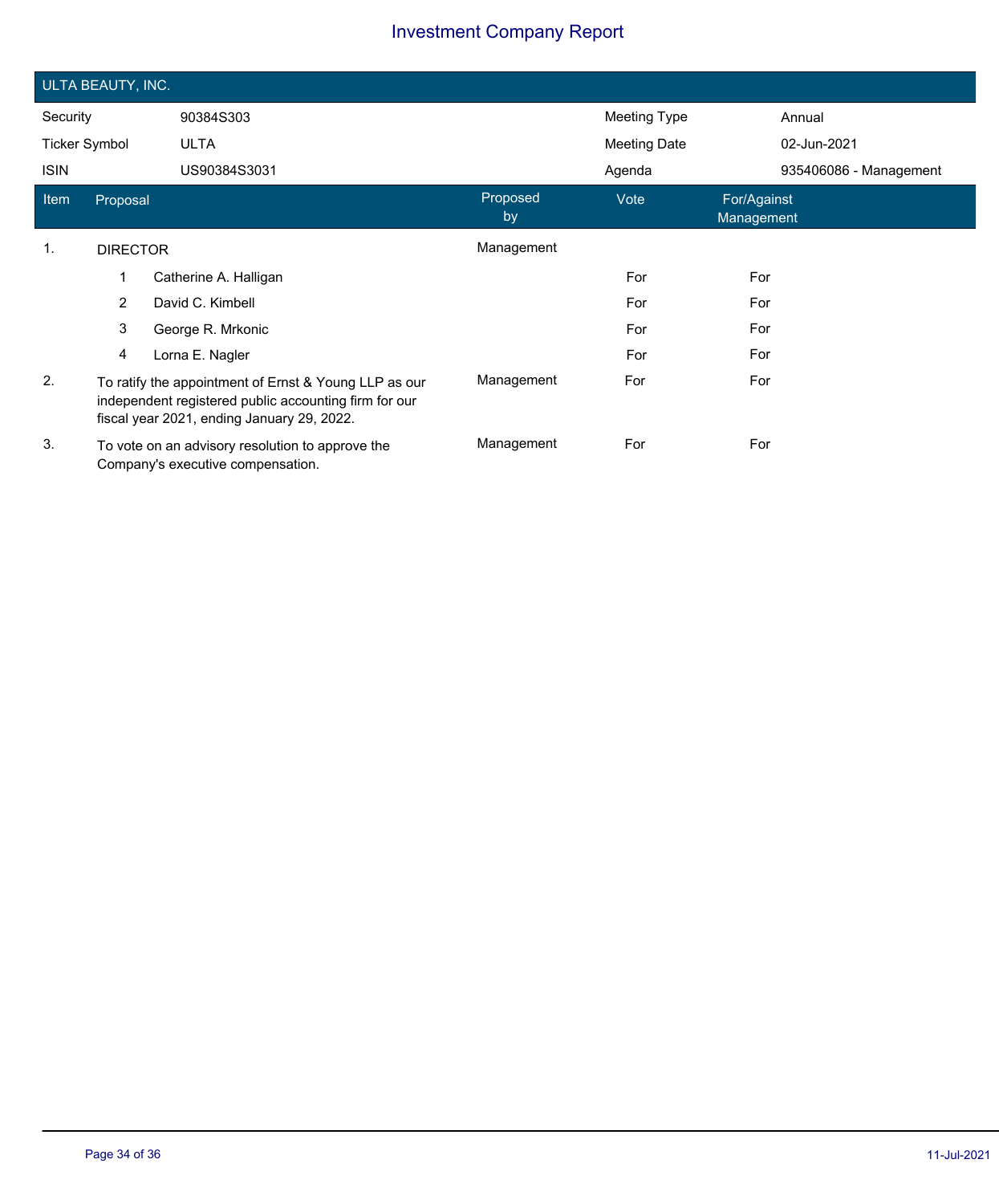# Investment Company Report

## ULTA BEAUTY, INC.

| | | | |
|---|---|---|---|
| Security | 90384S303 | Meeting Type | Annual |
| Ticker Symbol | ULTA | Meeting Date | 02-Jun-2021 |
| ISIN | US90384S3031 | Agenda | 935406086 - Management |

| Item | Proposal | Proposed by | Vote | For/Against Management |
|---|---|---|---|---|
| 1. | DIRECTOR | Management | | |
| | 1 Catherine A. Halligan | | For | For |
| | 2 David C. Kimbell | | For | For |
| | 3 George R. Mrkonic | | For | For |
| | 4 Lorna E. Nagler | | For | For |
| 2. | To ratify the appointment of Ernst & Young LLP as our independent registered public accounting firm for our fiscal year 2021, ending January 29, 2022. | Management | For | For |
| 3. | To vote on an advisory resolution to approve the Company's executive compensation. | Management | For | For |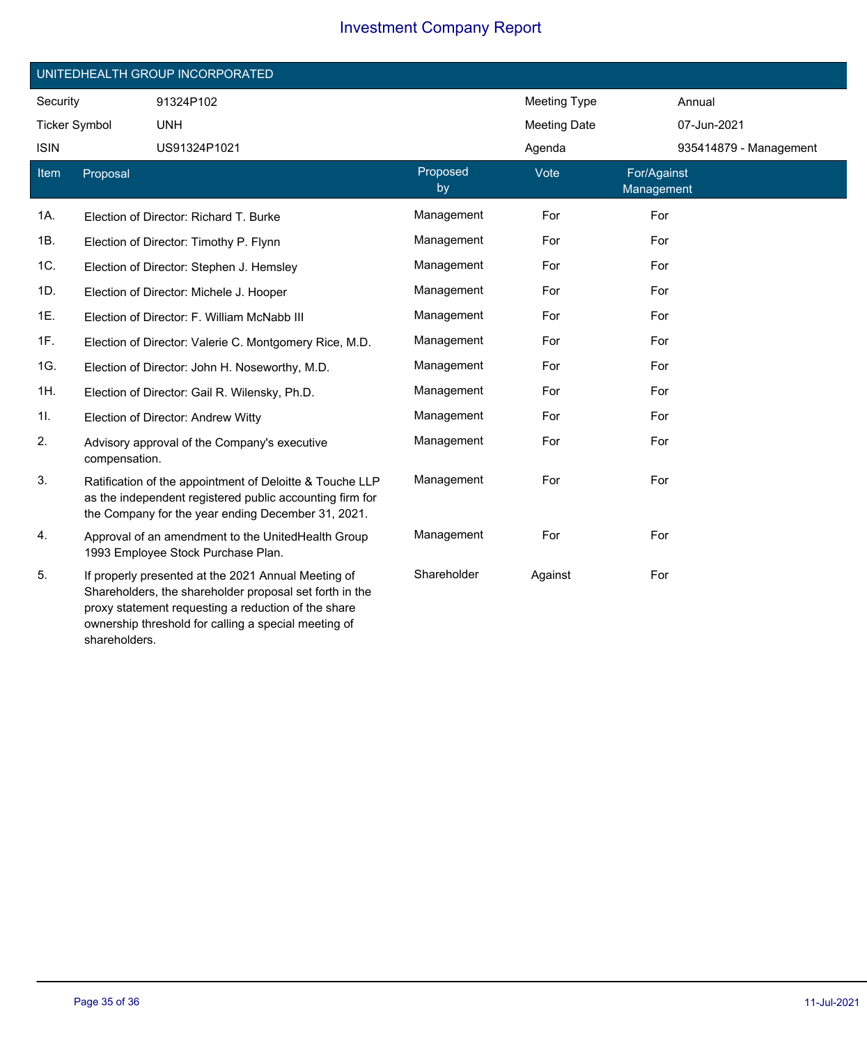# Investment Company Report

## UNITEDHEALTH GROUP INCORPORATED

| Security | 91324P102 | Meeting Type | Annual |
|---|---|---|---|
| Ticker Symbol | UNH | Meeting Date | 07-Jun-2021 |
| ISIN | US91324P1021 | Agenda | 935414879 - Management |

| Item | Proposal | Proposed by | Vote | For/Against Management |
|---|---|---|---|---|
| 1A. | Election of Director: Richard T. Burke | Management | For | For |
| 1B. | Election of Director: Timothy P. Flynn | Management | For | For |
| 1C. | Election of Director: Stephen J. Hemsley | Management | For | For |
| 1D. | Election of Director: Michele J. Hooper | Management | For | For |
| 1E. | Election of Director: F. William McNabb III | Management | For | For |
| 1F. | Election of Director: Valerie C. Montgomery Rice, M.D. | Management | For | For |
| 1G. | Election of Director: John H. Noseworthy, M.D. | Management | For | For |
| 1H. | Election of Director: Gail R. Wilensky, Ph.D. | Management | For | For |
| 1I. | Election of Director: Andrew Witty | Management | For | For |
| 2. | Advisory approval of the Company's executive compensation. | Management | For | For |
| 3. | Ratification of the appointment of Deloitte & Touche LLP as the independent registered public accounting firm for the Company for the year ending December 31, 2021. | Management | For | For |
| 4. | Approval of an amendment to the UnitedHealth Group 1993 Employee Stock Purchase Plan. | Management | For | For |
| 5. | If properly presented at the 2021 Annual Meeting of Shareholders, the shareholder proposal set forth in the proxy statement requesting a reduction of the share ownership threshold for calling a special meeting of shareholders. | Shareholder | Against | For |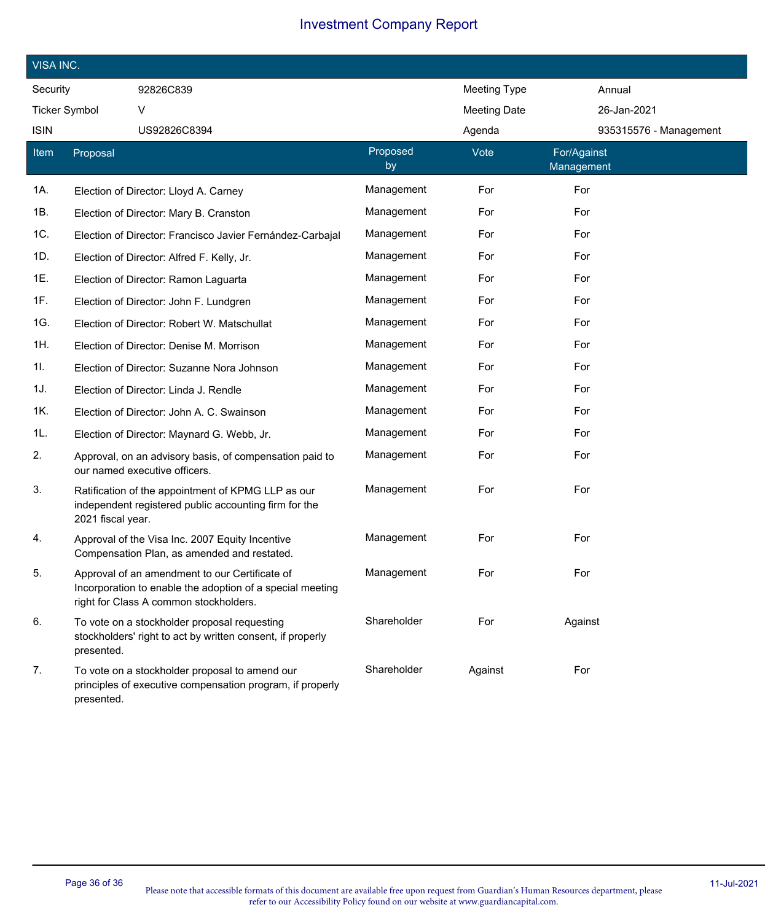# Investment Company Report

## VISA INC.

| | | | |
|---|---|---|---|
| Security | 92826C839 | Meeting Type | Annual |
| Ticker Symbol | V | Meeting Date | 26-Jan-2021 |
| ISIN | US92826C8394 | Agenda | 935315576 - Management |

| Item | Proposal | Proposed by | Vote | For/Against Management |
|---|---|---|---|---|
| 1A. | Election of Director: Lloyd A. Carney | Management | For | For |
| 1B. | Election of Director: Mary B. Cranston | Management | For | For |
| 1C. | Election of Director: Francisco Javier Fernández-Carbajal | Management | For | For |
| 1D. | Election of Director: Alfred F. Kelly, Jr. | Management | For | For |
| 1E. | Election of Director: Ramon Laguarta | Management | For | For |
| 1F. | Election of Director: John F. Lundgren | Management | For | For |
| 1G. | Election of Director: Robert W. Matschullat | Management | For | For |
| 1H. | Election of Director: Denise M. Morrison | Management | For | For |
| 1I. | Election of Director: Suzanne Nora Johnson | Management | For | For |
| 1J. | Election of Director: Linda J. Rendle | Management | For | For |
| 1K. | Election of Director: John A. C. Swainson | Management | For | For |
| 1L. | Election of Director: Maynard G. Webb, Jr. | Management | For | For |
| 2. | Approval, on an advisory basis, of compensation paid to our named executive officers. | Management | For | For |
| 3. | Ratification of the appointment of KPMG LLP as our independent registered public accounting firm for the 2021 fiscal year. | Management | For | For |
| 4. | Approval of the Visa Inc. 2007 Equity Incentive Compensation Plan, as amended and restated. | Management | For | For |
| 5. | Approval of an amendment to our Certificate of Incorporation to enable the adoption of a special meeting right for Class A common stockholders. | Management | For | For |
| 6. | To vote on a stockholder proposal requesting stockholders' right to act by written consent, if properly presented. | Shareholder | For | Against |
| 7. | To vote on a stockholder proposal to amend our principles of executive compensation program, if properly presented. | Shareholder | Against | For |

11-Jul-2021

Please note that accessible formats of this document are available free upon request from Guardian's Human Resources department, please refer to our Accessibility Policy found on our website at www.guardiancapital.com.